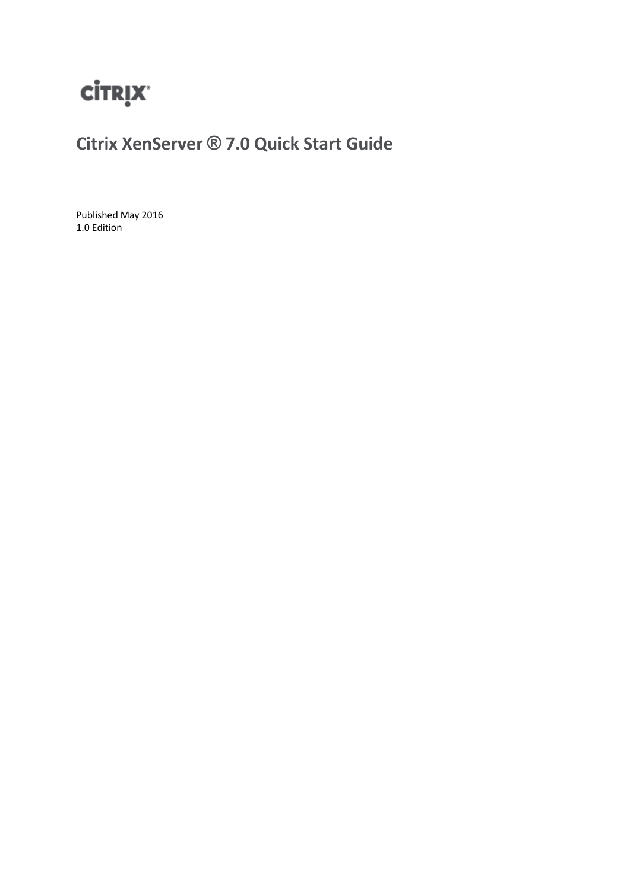# Citrix XenServer ® 7.0 Quick Start Guide

Published May 2016
1.0 Edition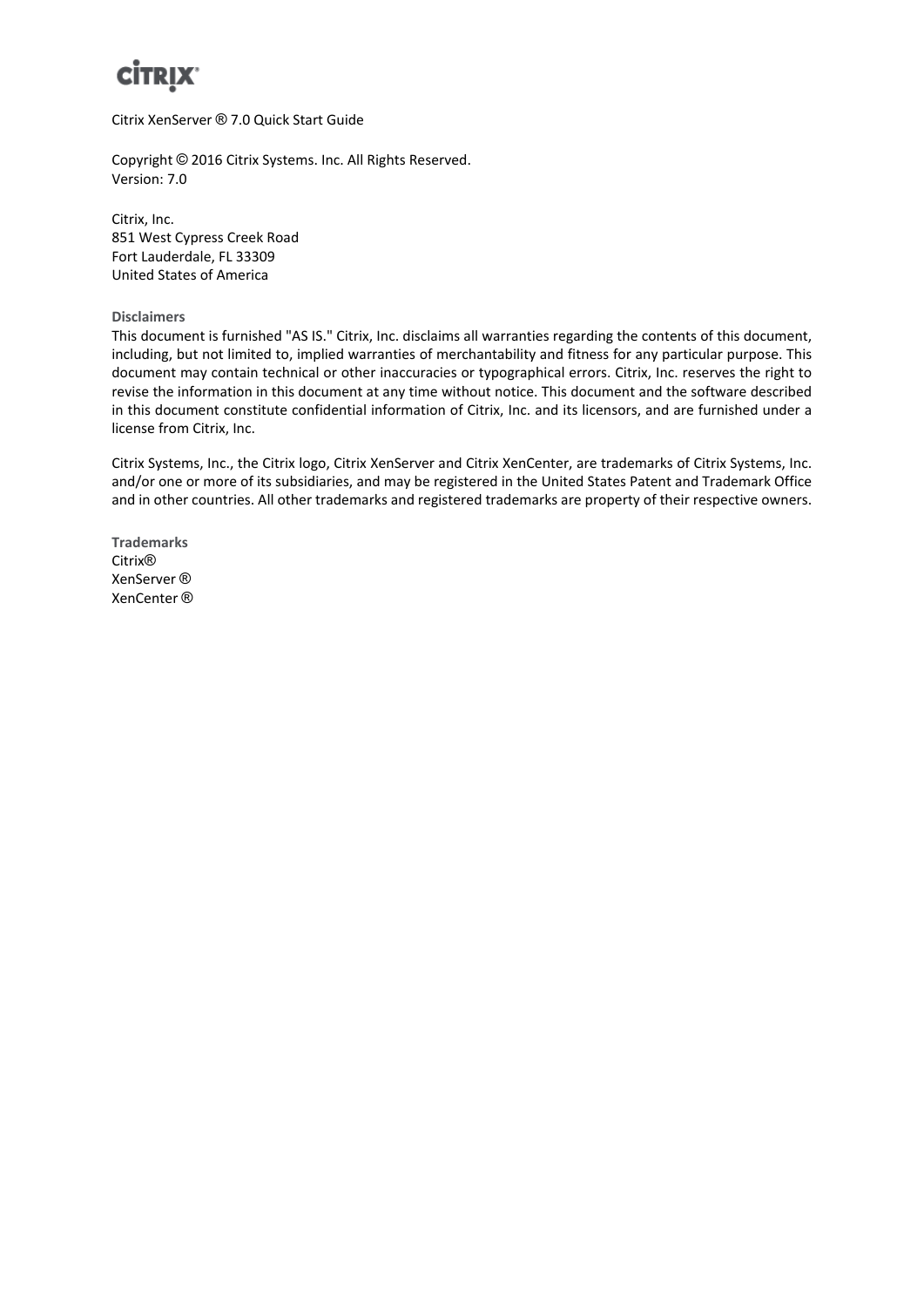Citrix XenServer ® 7.0 Quick Start Guide

Copyright © 2016 Citrix Systems. Inc. All Rights Reserved.
Version: 7.0

Citrix, Inc.
851 West Cypress Creek Road
Fort Lauderdale, FL 33309
United States of America

**Disclaimers**

This document is furnished "AS IS." Citrix, Inc. disclaims all warranties regarding the contents of this document, including, but not limited to, implied warranties of merchantability and fitness for any particular purpose. This document may contain technical or other inaccuracies or typographical errors. Citrix, Inc. reserves the right to revise the information in this document at any time without notice. This document and the software described in this document constitute confidential information of Citrix, Inc. and its licensors, and are furnished under a license from Citrix, Inc.

Citrix Systems, Inc., the Citrix logo, Citrix XenServer and Citrix XenCenter, are trademarks of Citrix Systems, Inc. and/or one or more of its subsidiaries, and may be registered in the United States Patent and Trademark Office and in other countries. All other trademarks and registered trademarks are property of their respective owners.

**Trademarks**

Citrix®
XenServer ®
XenCenter ®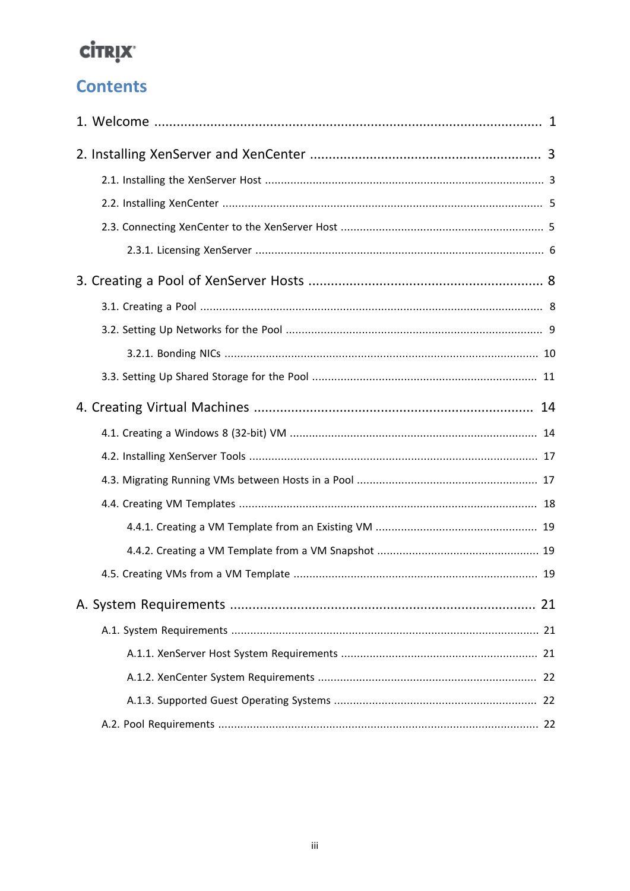# Contents

1. Welcome ........................................................................................................ 1

2. Installing XenServer and XenCenter .............................................................. 3

    2.1. Installing the XenServer Host ........................................................................ 3

    2.2. Installing XenCenter ..................................................................................... 5

    2.3. Connecting XenCenter to the XenServer Host ................................................. 5

        2.3.1. Licensing XenServer .......................................................................... 6

3. Creating a Pool of XenServer Hosts ............................................................... 8

    3.1. Creating a Pool ........................................................................................... 8

    3.2. Setting Up Networks for the Pool ................................................................. 9

        3.2.1. Bonding NICs .................................................................................. 10

    3.3. Setting Up Shared Storage for the Pool ...................................................... 11

4. Creating Virtual Machines ........................................................................... 14

    4.1. Creating a Windows 8 (32-bit) VM .............................................................. 14

    4.2. Installing XenServer Tools .......................................................................... 17

    4.3. Migrating Running VMs between Hosts in a Pool ......................................... 17

    4.4. Creating VM Templates ............................................................................. 18

        4.4.1. Creating a VM Template from an Existing VM ..................................... 19

        4.4.2. Creating a VM Template from a VM Snapshot ..................................... 19

    4.5. Creating VMs from a VM Template ............................................................ 19

A. System Requirements .................................................................................. 21

    A.1. System Requirements ............................................................................... 21

        A.1.1. XenServer Host System Requirements ............................................. 21

        A.1.2. XenCenter System Requirements ..................................................... 22

        A.1.3. Supported Guest Operating Systems ................................................ 22

    A.2. Pool Requirements .................................................................................... 22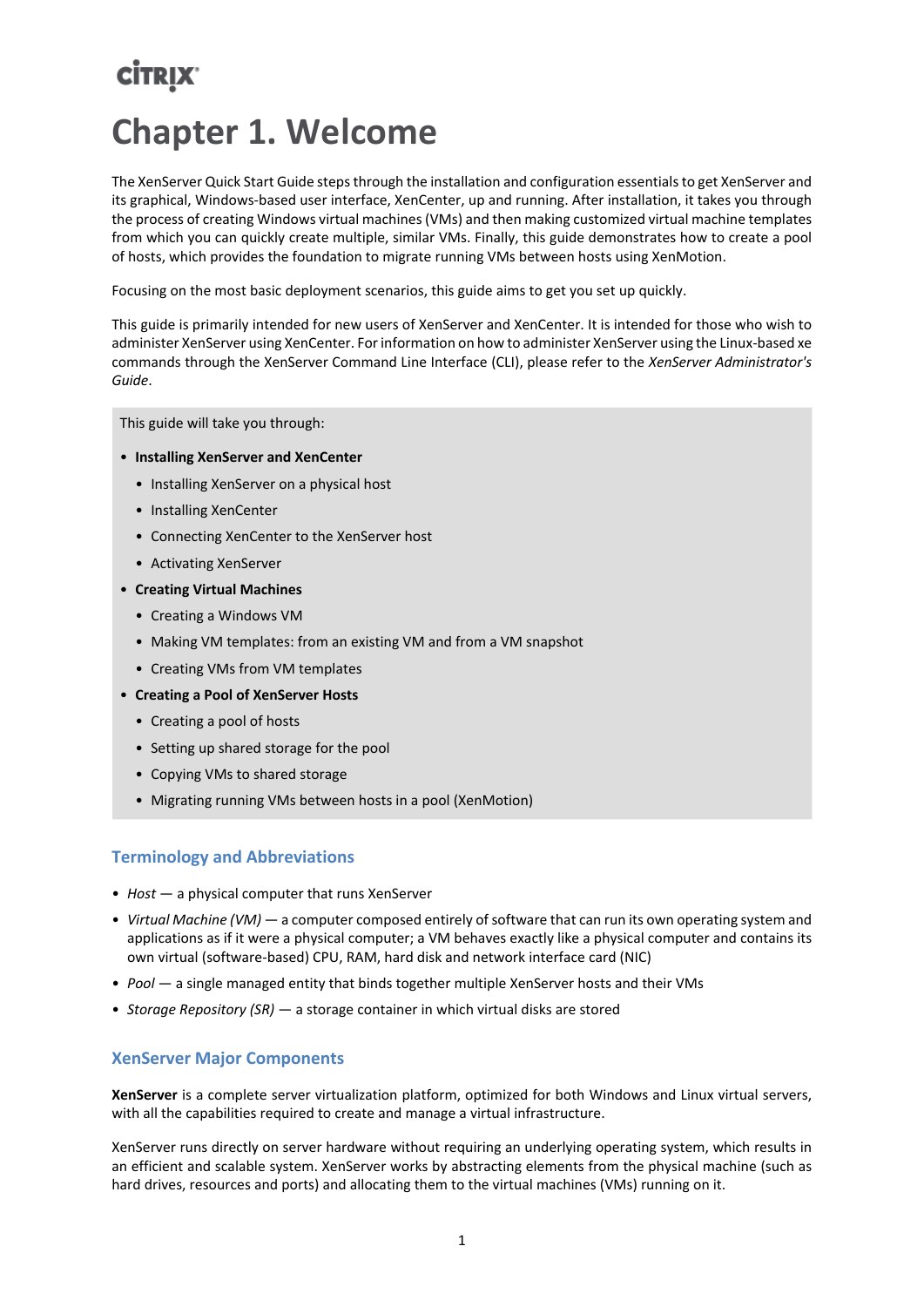# Chapter 1. Welcome

The XenServer Quick Start Guide steps through the installation and configuration essentials to get XenServer and its graphical, Windows-based user interface, XenCenter, up and running. After installation, it takes you through the process of creating Windows virtual machines (VMs) and then making customized virtual machine templates from which you can quickly create multiple, similar VMs. Finally, this guide demonstrates how to create a pool of hosts, which provides the foundation to migrate running VMs between hosts using XenMotion.

Focusing on the most basic deployment scenarios, this guide aims to get you set up quickly.

This guide is primarily intended for new users of XenServer and XenCenter. It is intended for those who wish to administer XenServer using XenCenter. For information on how to administer XenServer using the Linux-based xe commands through the XenServer Command Line Interface (CLI), please refer to the *XenServer Administrator's Guide*.

This guide will take you through:

- **Installing XenServer and XenCenter**
  - Installing XenServer on a physical host
  - Installing XenCenter
  - Connecting XenCenter to the XenServer host
  - Activating XenServer
- **Creating Virtual Machines**
  - Creating a Windows VM
  - Making VM templates: from an existing VM and from a VM snapshot
  - Creating VMs from VM templates
- **Creating a Pool of XenServer Hosts**
  - Creating a pool of hosts
  - Setting up shared storage for the pool
  - Copying VMs to shared storage
  - Migrating running VMs between hosts in a pool (XenMotion)

## Terminology and Abbreviations

- *Host* — a physical computer that runs XenServer
- *Virtual Machine (VM)* — a computer composed entirely of software that can run its own operating system and applications as if it were a physical computer; a VM behaves exactly like a physical computer and contains its own virtual (software-based) CPU, RAM, hard disk and network interface card (NIC)
- *Pool* — a single managed entity that binds together multiple XenServer hosts and their VMs
- *Storage Repository (SR)* — a storage container in which virtual disks are stored

## XenServer Major Components

**XenServer** is a complete server virtualization platform, optimized for both Windows and Linux virtual servers, with all the capabilities required to create and manage a virtual infrastructure.

XenServer runs directly on server hardware without requiring an underlying operating system, which results in an efficient and scalable system. XenServer works by abstracting elements from the physical machine (such as hard drives, resources and ports) and allocating them to the virtual machines (VMs) running on it.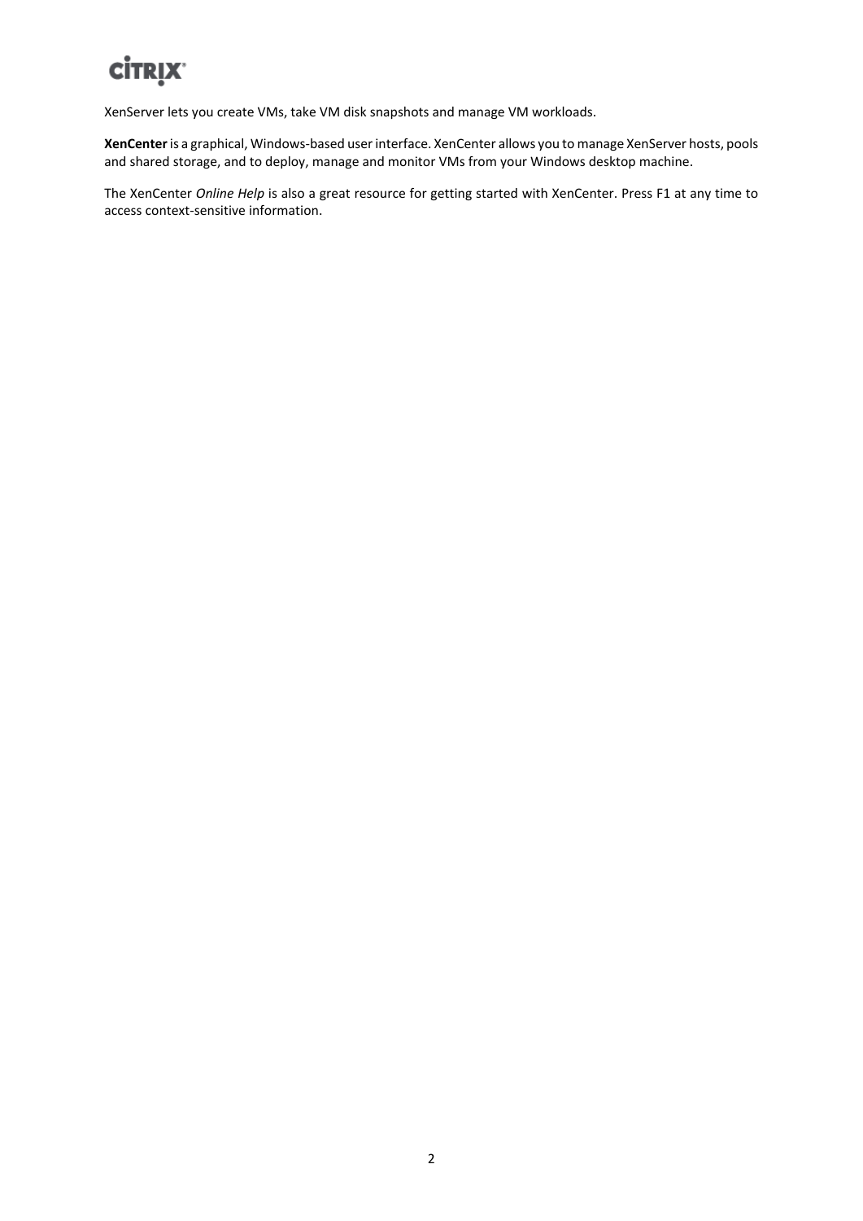XenServer lets you create VMs, take VM disk snapshots and manage VM workloads.

**XenCenter** is a graphical, Windows-based user interface. XenCenter allows you to manage XenServer hosts, pools and shared storage, and to deploy, manage and monitor VMs from your Windows desktop machine.

The XenCenter *Online Help* is also a great resource for getting started with XenCenter. Press F1 at any time to access context-sensitive information.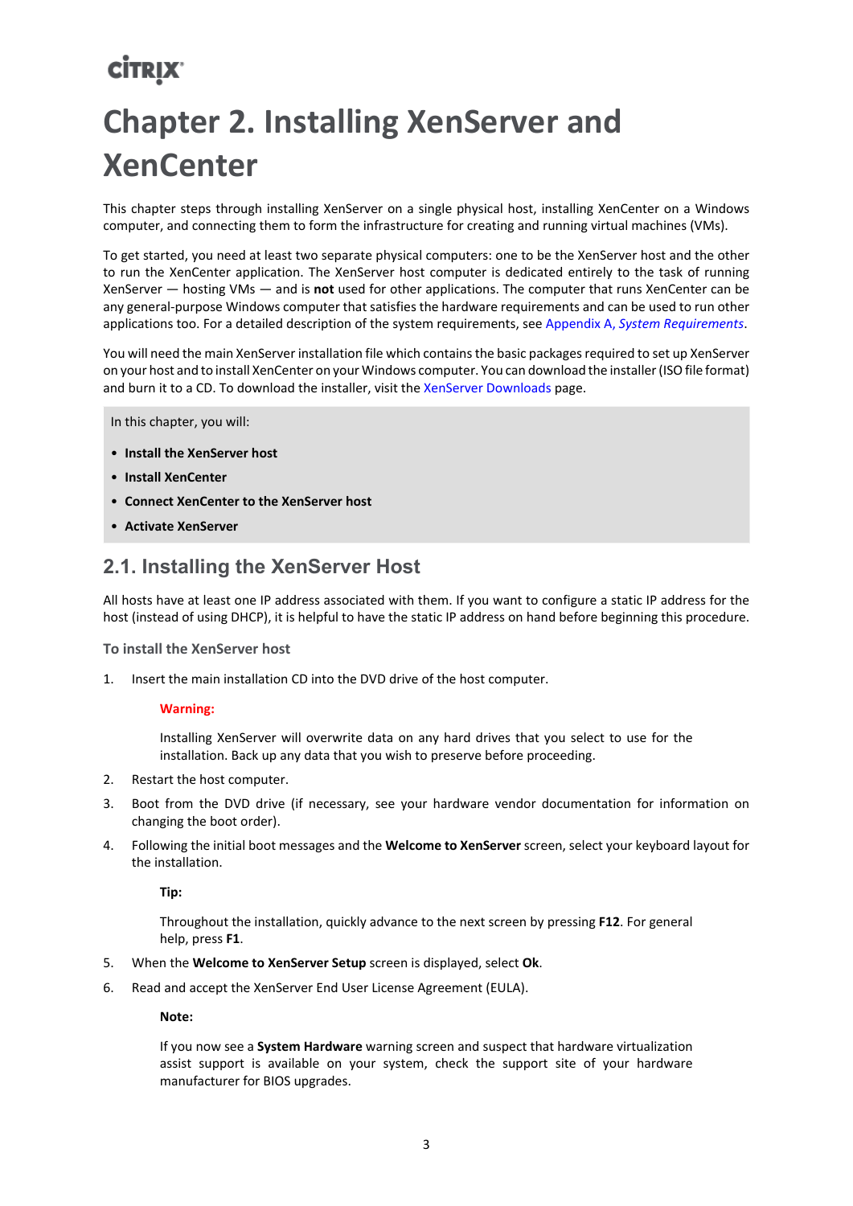# Chapter 2. Installing XenServer and XenCenter

This chapter steps through installing XenServer on a single physical host, installing XenCenter on a Windows computer, and connecting them to form the infrastructure for creating and running virtual machines (VMs).

To get started, you need at least two separate physical computers: one to be the XenServer host and the other to run the XenCenter application. The XenServer host computer is dedicated entirely to the task of running XenServer — hosting VMs — and is **not** used for other applications. The computer that runs XenCenter can be any general-purpose Windows computer that satisfies the hardware requirements and can be used to run other applications too. For a detailed description of the system requirements, see Appendix A, *System Requirements*.

You will need the main XenServer installation file which contains the basic packages required to set up XenServer on your host and to install XenCenter on your Windows computer. You can download the installer (ISO file format) and burn it to a CD. To download the installer, visit the XenServer Downloads page.

In this chapter, you will:

- **Install the XenServer host**
- **Install XenCenter**
- **Connect XenCenter to the XenServer host**
- **Activate XenServer**

## 2.1. Installing the XenServer Host

All hosts have at least one IP address associated with them. If you want to configure a static IP address for the host (instead of using DHCP), it is helpful to have the static IP address on hand before beginning this procedure.

### To install the XenServer host

1. Insert the main installation CD into the DVD drive of the host computer.

   **Warning:**

   Installing XenServer will overwrite data on any hard drives that you select to use for the installation. Back up any data that you wish to preserve before proceeding.

2. Restart the host computer.
3. Boot from the DVD drive (if necessary, see your hardware vendor documentation for information on changing the boot order).
4. Following the initial boot messages and the **Welcome to XenServer** screen, select your keyboard layout for the installation.

   **Tip:**

   Throughout the installation, quickly advance to the next screen by pressing **F12**. For general help, press **F1**.

5. When the **Welcome to XenServer Setup** screen is displayed, select **Ok**.
6. Read and accept the XenServer End User License Agreement (EULA).

   **Note:**

   If you now see a **System Hardware** warning screen and suspect that hardware virtualization assist support is available on your system, check the support site of your hardware manufacturer for BIOS upgrades.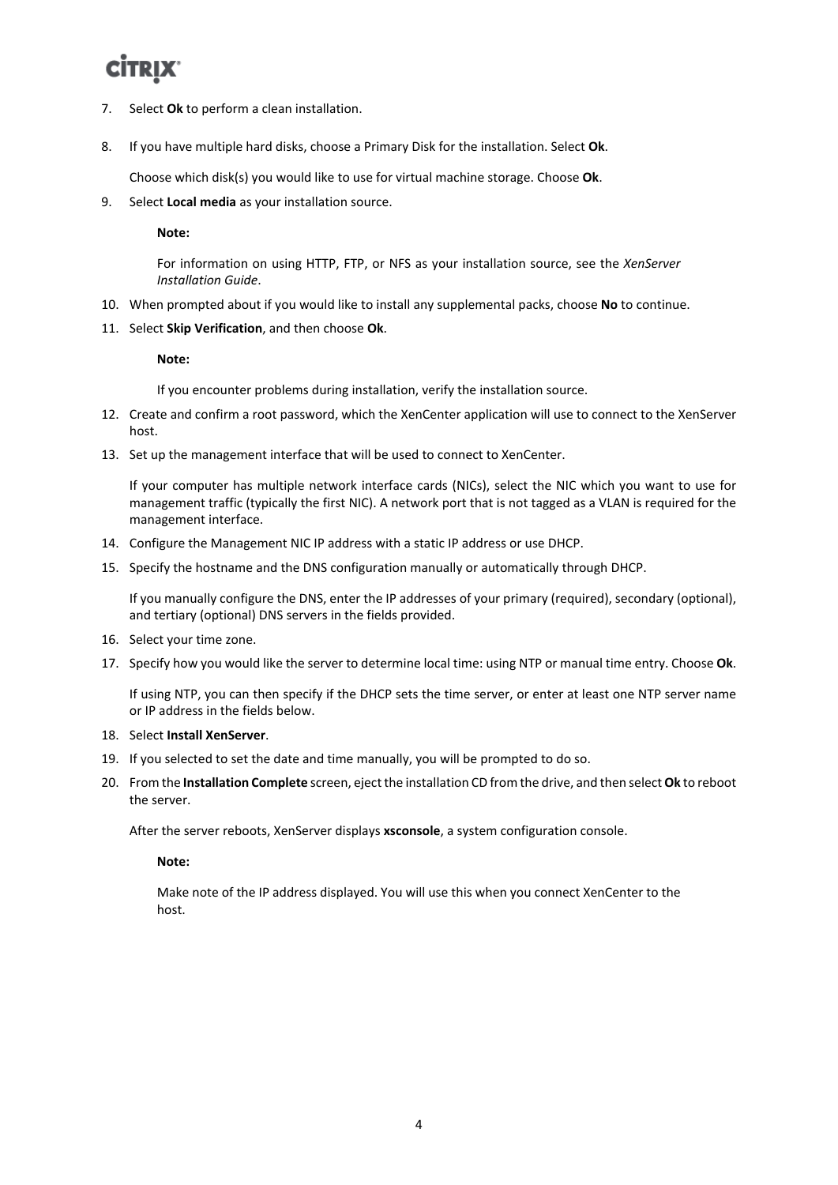7. Select **Ok** to perform a clean installation.

8. If you have multiple hard disks, choose a Primary Disk for the installation. Select **Ok**.

   Choose which disk(s) you would like to use for virtual machine storage. Choose **Ok**.

9. Select **Local media** as your installation source.

   > **Note:**
   >
   > For information on using HTTP, FTP, or NFS as your installation source, see the *XenServer Installation Guide*.

10. When prompted about if you would like to install any supplemental packs, choose **No** to continue.

11. Select **Skip Verification**, and then choose **Ok**.

    > **Note:**
    >
    > If you encounter problems during installation, verify the installation source.

12. Create and confirm a root password, which the XenCenter application will use to connect to the XenServer host.

13. Set up the management interface that will be used to connect to XenCenter.

    If your computer has multiple network interface cards (NICs), select the NIC which you want to use for management traffic (typically the first NIC). A network port that is not tagged as a VLAN is required for the management interface.

14. Configure the Management NIC IP address with a static IP address or use DHCP.

15. Specify the hostname and the DNS configuration manually or automatically through DHCP.

    If you manually configure the DNS, enter the IP addresses of your primary (required), secondary (optional), and tertiary (optional) DNS servers in the fields provided.

16. Select your time zone.

17. Specify how you would like the server to determine local time: using NTP or manual time entry. Choose **Ok**.

    If using NTP, you can then specify if the DHCP sets the time server, or enter at least one NTP server name or IP address in the fields below.

18. Select **Install XenServer**.

19. If you selected to set the date and time manually, you will be prompted to do so.

20. From the **Installation Complete** screen, eject the installation CD from the drive, and then select **Ok** to reboot the server.

    After the server reboots, XenServer displays **xsconsole**, a system configuration console.

    > **Note:**
    >
    > Make note of the IP address displayed. You will use this when you connect XenCenter to the host.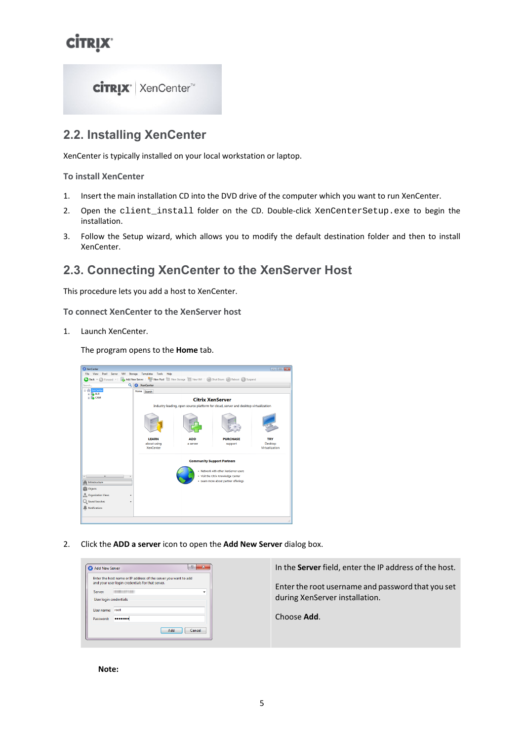## 2.2. Installing XenCenter

XenCenter is typically installed on your local workstation or laptop.

### To install XenCenter

1. Insert the main installation CD into the DVD drive of the computer which you want to run XenCenter.
2. Open the `client_install` folder on the CD. Double-click `XenCenterSetup.exe` to begin the installation.
3. Follow the Setup wizard, which allows you to modify the default destination folder and then to install XenCenter.

## 2.3. Connecting XenCenter to the XenServer Host

This procedure lets you add a host to XenCenter.

### To connect XenCenter to the XenServer host

1. Launch XenCenter.

   The program opens to the **Home** tab.

2. Click the **ADD a server** icon to open the **Add New Server** dialog box.

| | In the **Server** field, enter the IP address of the host.<br><br>Enter the root username and password that you set during XenServer installation.<br><br>Choose **Add**. |
|---|---|

**Note:**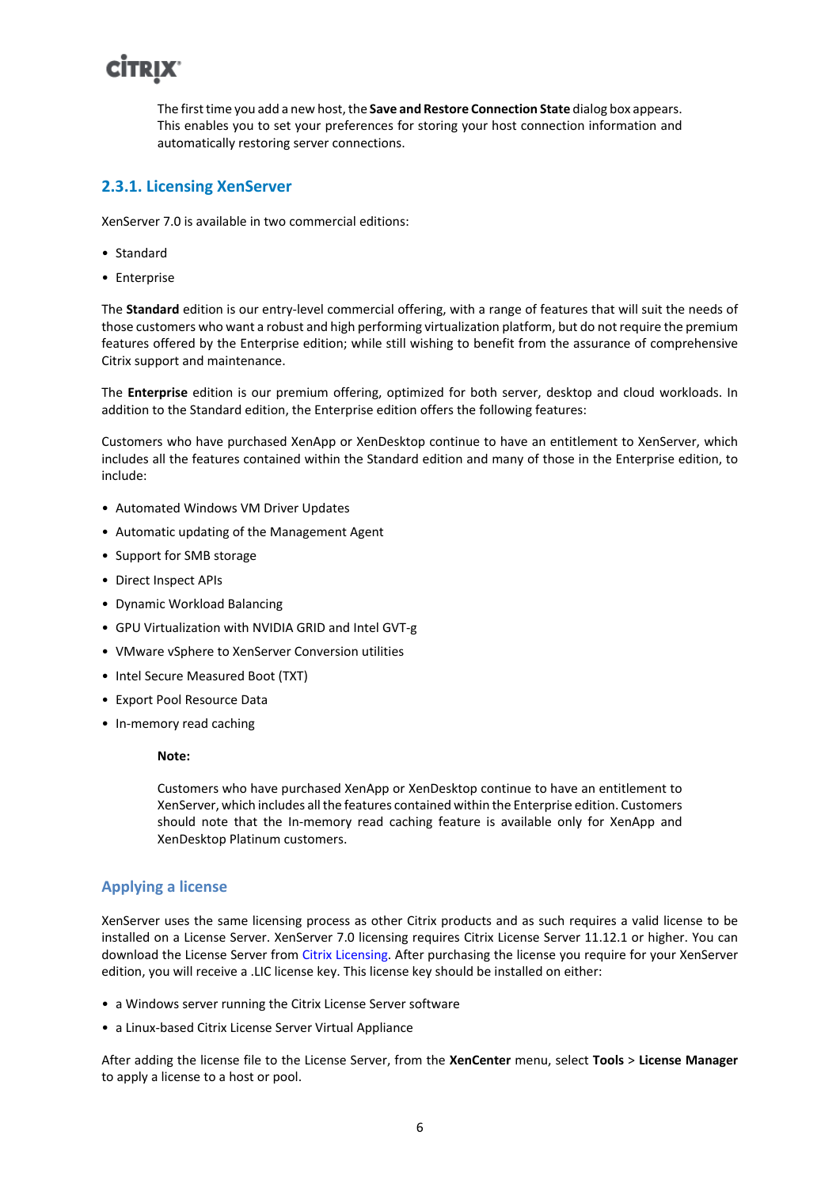The first time you add a new host, the **Save and Restore Connection State** dialog box appears. This enables you to set your preferences for storing your host connection information and automatically restoring server connections.

### 2.3.1. Licensing XenServer

XenServer 7.0 is available in two commercial editions:

- Standard
- Enterprise

The **Standard** edition is our entry-level commercial offering, with a range of features that will suit the needs of those customers who want a robust and high performing virtualization platform, but do not require the premium features offered by the Enterprise edition; while still wishing to benefit from the assurance of comprehensive Citrix support and maintenance.

The **Enterprise** edition is our premium offering, optimized for both server, desktop and cloud workloads. In addition to the Standard edition, the Enterprise edition offers the following features:

Customers who have purchased XenApp or XenDesktop continue to have an entitlement to XenServer, which includes all the features contained within the Standard edition and many of those in the Enterprise edition, to include:

- Automated Windows VM Driver Updates
- Automatic updating of the Management Agent
- Support for SMB storage
- Direct Inspect APIs
- Dynamic Workload Balancing
- GPU Virtualization with NVIDIA GRID and Intel GVT-g
- VMware vSphere to XenServer Conversion utilities
- Intel Secure Measured Boot (TXT)
- Export Pool Resource Data
- In-memory read caching

**Note:**

Customers who have purchased XenApp or XenDesktop continue to have an entitlement to XenServer, which includes all the features contained within the Enterprise edition. Customers should note that the In-memory read caching feature is available only for XenApp and XenDesktop Platinum customers.

#### Applying a license

XenServer uses the same licensing process as other Citrix products and as such requires a valid license to be installed on a License Server. XenServer 7.0 licensing requires Citrix License Server 11.12.1 or higher. You can download the License Server from Citrix Licensing. After purchasing the license you require for your XenServer edition, you will receive a .LIC license key. This license key should be installed on either:

- a Windows server running the Citrix License Server software
- a Linux-based Citrix License Server Virtual Appliance

After adding the license file to the License Server, from the **XenCenter** menu, select **Tools** > **License Manager** to apply a license to a host or pool.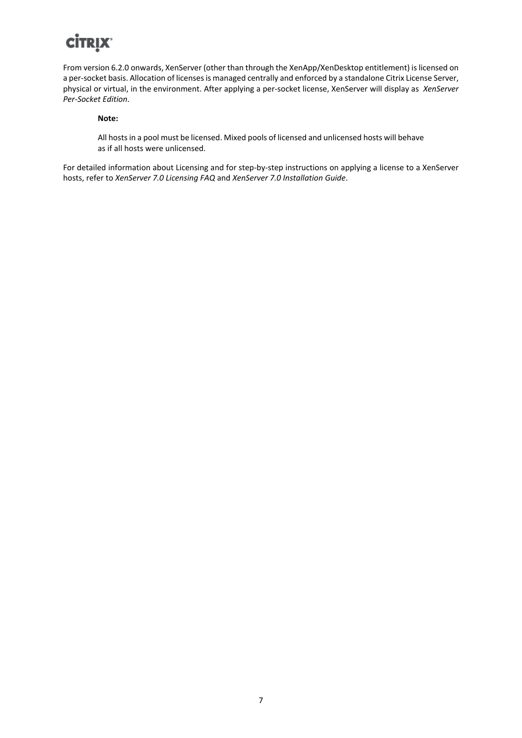From version 6.2.0 onwards, XenServer (other than through the XenApp/XenDesktop entitlement) is licensed on a per-socket basis. Allocation of licenses is managed centrally and enforced by a standalone Citrix License Server, physical or virtual, in the environment. After applying a per-socket license, XenServer will display as *XenServer Per-Socket Edition*.

> **Note:**
>
> All hosts in a pool must be licensed. Mixed pools of licensed and unlicensed hosts will behave as if all hosts were unlicensed.

For detailed information about Licensing and for step-by-step instructions on applying a license to a XenServer hosts, refer to *XenServer 7.0 Licensing FAQ* and *XenServer 7.0 Installation Guide*.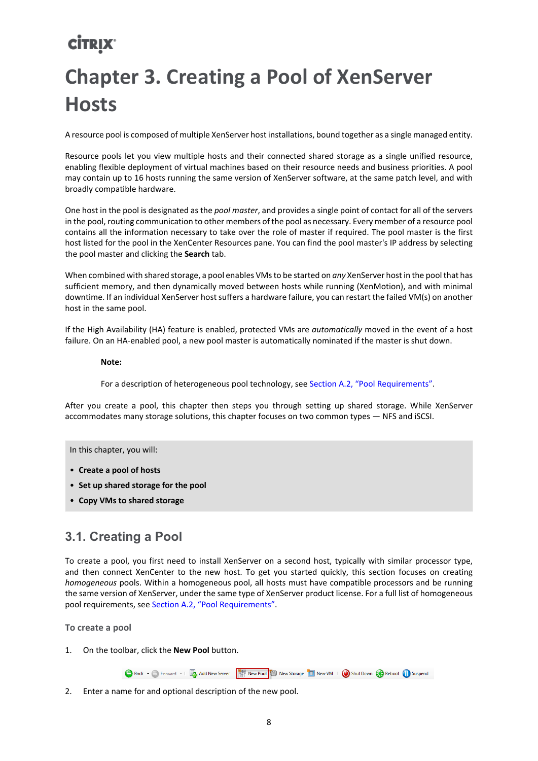# Chapter 3. Creating a Pool of XenServer Hosts

A resource pool is composed of multiple XenServer host installations, bound together as a single managed entity.

Resource pools let you view multiple hosts and their connected shared storage as a single unified resource, enabling flexible deployment of virtual machines based on their resource needs and business priorities. A pool may contain up to 16 hosts running the same version of XenServer software, at the same patch level, and with broadly compatible hardware.

One host in the pool is designated as the *pool master*, and provides a single point of contact for all of the servers in the pool, routing communication to other members of the pool as necessary. Every member of a resource pool contains all the information necessary to take over the role of master if required. The pool master is the first host listed for the pool in the XenCenter Resources pane. You can find the pool master's IP address by selecting the pool master and clicking the **Search** tab.

When combined with shared storage, a pool enables VMs to be started on *any* XenServer host in the pool that has sufficient memory, and then dynamically moved between hosts while running (XenMotion), and with minimal downtime. If an individual XenServer host suffers a hardware failure, you can restart the failed VM(s) on another host in the same pool.

If the High Availability (HA) feature is enabled, protected VMs are *automatically* moved in the event of a host failure. On an HA-enabled pool, a new pool master is automatically nominated if the master is shut down.

> **Note:**
>
> For a description of heterogeneous pool technology, see Section A.2, "Pool Requirements".

After you create a pool, this chapter then steps you through setting up shared storage. While XenServer accommodates many storage solutions, this chapter focuses on two common types — NFS and iSCSI.

In this chapter, you will:

- **Create a pool of hosts**
- **Set up shared storage for the pool**
- **Copy VMs to shared storage**

## 3.1. Creating a Pool

To create a pool, you first need to install XenServer on a second host, typically with similar processor type, and then connect XenCenter to the new host. To get you started quickly, this section focuses on creating *homogeneous* pools. Within a homogeneous pool, all hosts must have compatible processors and be running the same version of XenServer, under the same type of XenServer product license. For a full list of homogeneous pool requirements, see Section A.2, "Pool Requirements".

### To create a pool

1. On the toolbar, click the **New Pool** button.

   Back · Forward · Add New Server · New Pool · New Storage · New VM · Shut Down · Reboot · Suspend

2. Enter a name for and optional description of the new pool.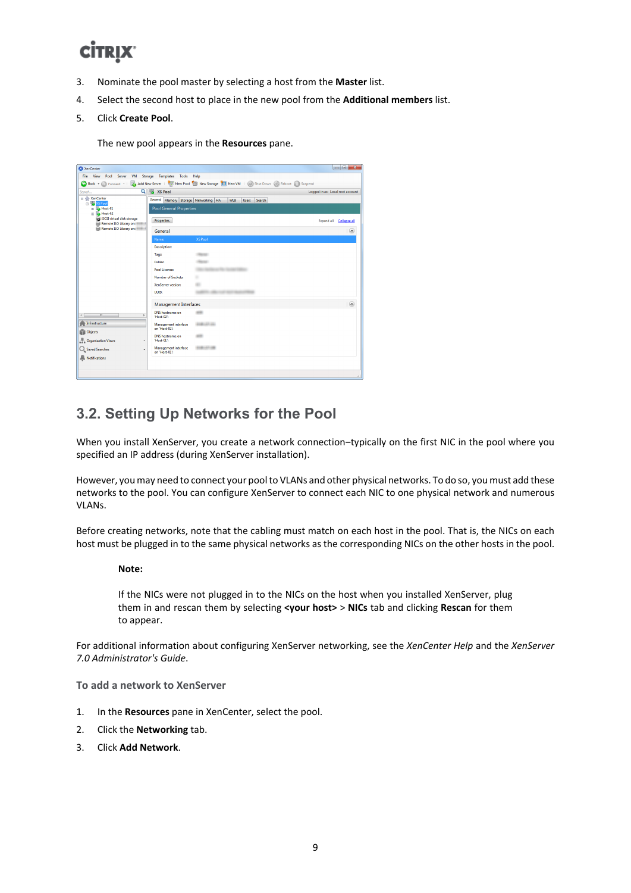3. Nominate the pool master by selecting a host from the **Master** list.
4. Select the second host to place in the new pool from the **Additional members** list.
5. Click **Create Pool**.

   The new pool appears in the **Resources** pane.

## 3.2. Setting Up Networks for the Pool

When you install XenServer, you create a network connection–typically on the first NIC in the pool where you specified an IP address (during XenServer installation).

However, you may need to connect your pool to VLANs and other physical networks. To do so, you must add these networks to the pool. You can configure XenServer to connect each NIC to one physical network and numerous VLANs.

Before creating networks, note that the cabling must match on each host in the pool. That is, the NICs on each host must be plugged in to the same physical networks as the corresponding NICs on the other hosts in the pool.

> **Note:**
>
> If the NICs were not plugged in to the NICs on the host when you installed XenServer, plug them in and rescan them by selecting **<your host>** > **NICs** tab and clicking **Rescan** for them to appear.

For additional information about configuring XenServer networking, see the *XenCenter Help* and the *XenServer 7.0 Administrator's Guide*.

### To add a network to XenServer

1. In the **Resources** pane in XenCenter, select the pool.
2. Click the **Networking** tab.
3. Click **Add Network**.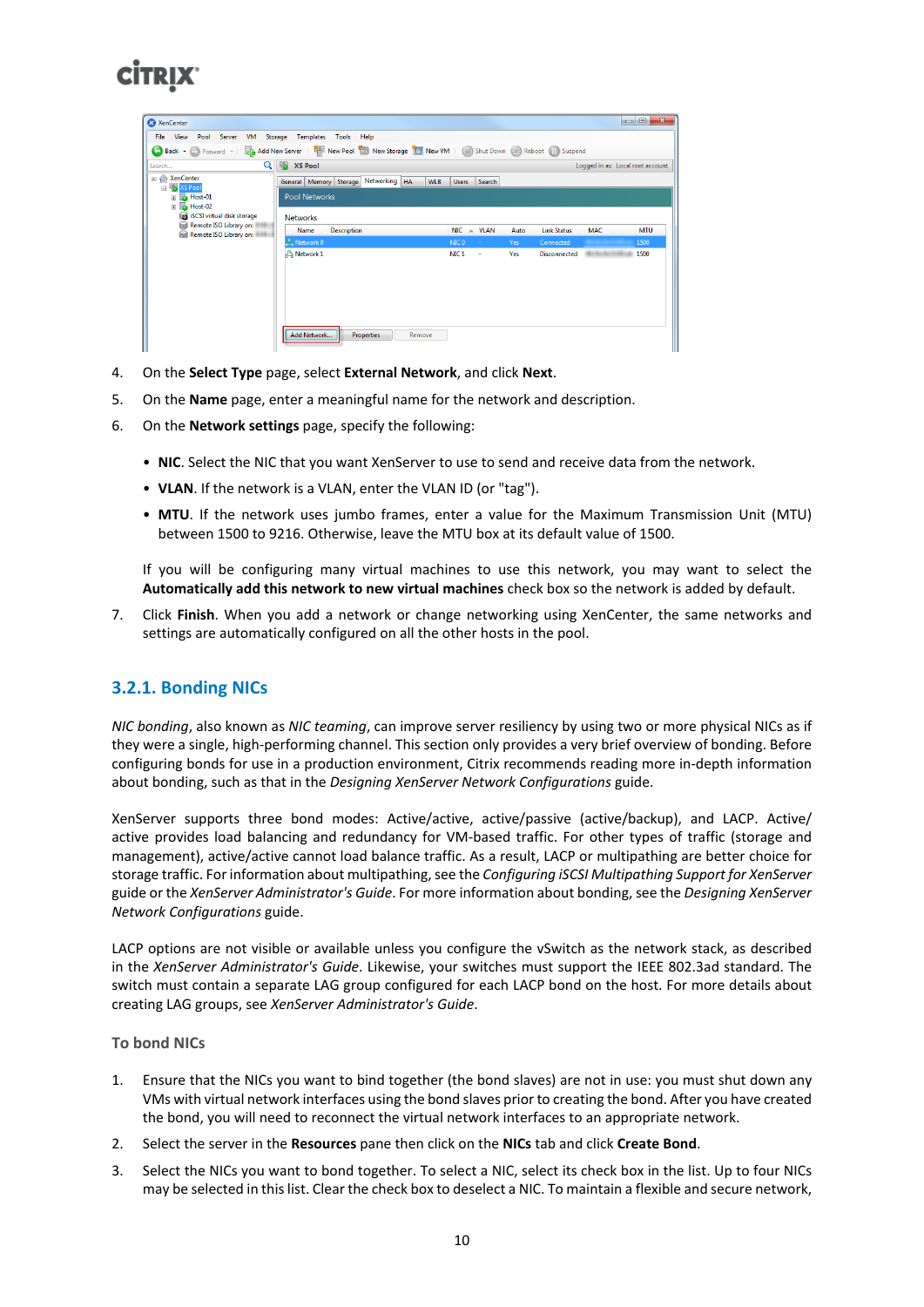4. On the **Select Type** page, select **External Network**, and click **Next**.
5. On the **Name** page, enter a meaningful name for the network and description.
6. On the **Network settings** page, specify the following:

   - **NIC**. Select the NIC that you want XenServer to use to send and receive data from the network.
   - **VLAN**. If the network is a VLAN, enter the VLAN ID (or "tag").
   - **MTU**. If the network uses jumbo frames, enter a value for the Maximum Transmission Unit (MTU) between 1500 to 9216. Otherwise, leave the MTU box at its default value of 1500.

   If you will be configuring many virtual machines to use this network, you may want to select the **Automatically add this network to new virtual machines** check box so the network is added by default.

7. Click **Finish**. When you add a network or change networking using XenCenter, the same networks and settings are automatically configured on all the other hosts in the pool.

### 3.2.1. Bonding NICs

*NIC bonding*, also known as *NIC teaming*, can improve server resiliency by using two or more physical NICs as if they were a single, high-performing channel. This section only provides a very brief overview of bonding. Before configuring bonds for use in a production environment, Citrix recommends reading more in-depth information about bonding, such as that in the *Designing XenServer Network Configurations* guide.

XenServer supports three bond modes: Active/active, active/passive (active/backup), and LACP. Active/active provides load balancing and redundancy for VM-based traffic. For other types of traffic (storage and management), active/active cannot load balance traffic. As a result, LACP or multipathing are better choice for storage traffic. For information about multipathing, see the *Configuring iSCSI Multipathing Support for XenServer* guide or the *XenServer Administrator's Guide*. For more information about bonding, see the *Designing XenServer Network Configurations* guide.

LACP options are not visible or available unless you configure the vSwitch as the network stack, as described in the *XenServer Administrator's Guide*. Likewise, your switches must support the IEEE 802.3ad standard. The switch must contain a separate LAG group configured for each LACP bond on the host. For more details about creating LAG groups, see *XenServer Administrator's Guide*.

#### To bond NICs

1. Ensure that the NICs you want to bind together (the bond slaves) are not in use: you must shut down any VMs with virtual network interfaces using the bond slaves prior to creating the bond. After you have created the bond, you will need to reconnect the virtual network interfaces to an appropriate network.
2. Select the server in the **Resources** pane then click on the **NICs** tab and click **Create Bond**.
3. Select the NICs you want to bond together. To select a NIC, select its check box in the list. Up to four NICs may be selected in this list. Clear the check box to deselect a NIC. To maintain a flexible and secure network,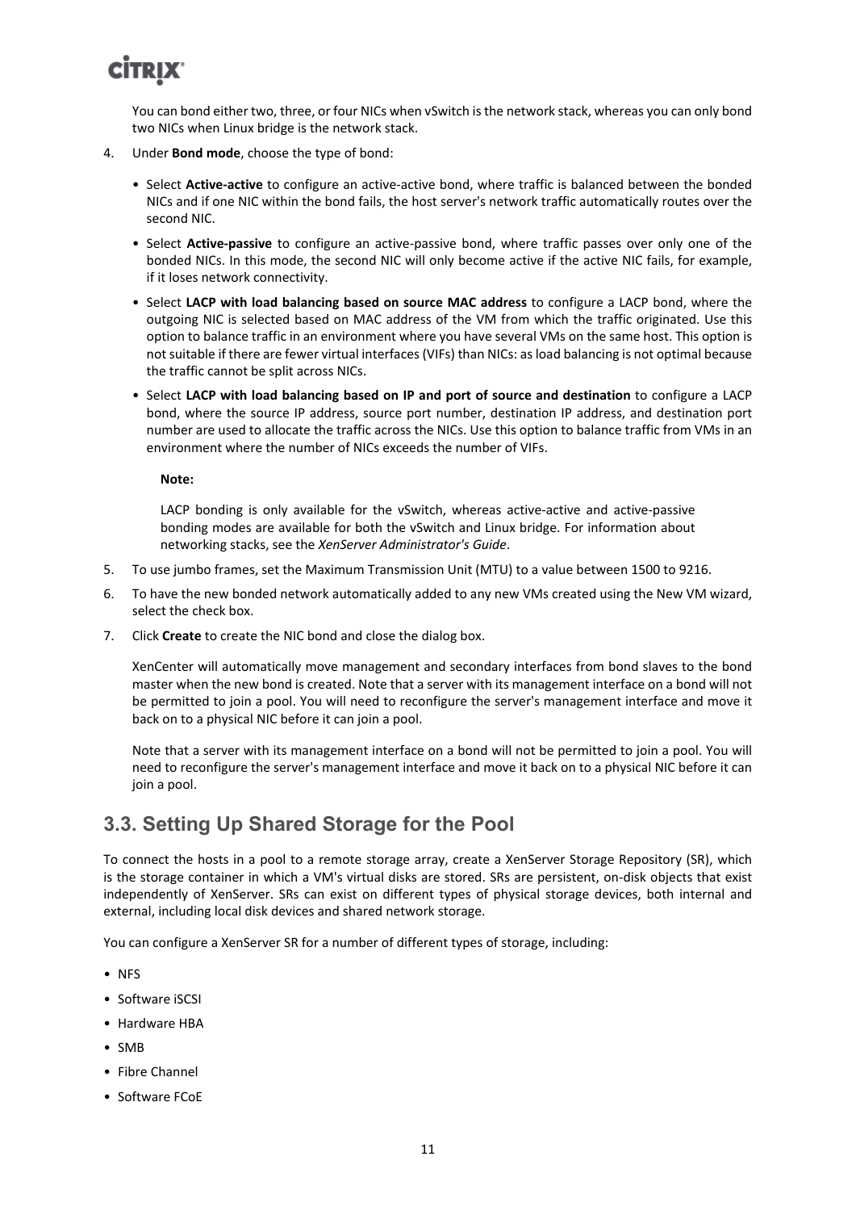You can bond either two, three, or four NICs when vSwitch is the network stack, whereas you can only bond two NICs when Linux bridge is the network stack.

4. Under **Bond mode**, choose the type of bond:

   - Select **Active-active** to configure an active-active bond, where traffic is balanced between the bonded NICs and if one NIC within the bond fails, the host server's network traffic automatically routes over the second NIC.
   - Select **Active-passive** to configure an active-passive bond, where traffic passes over only one of the bonded NICs. In this mode, the second NIC will only become active if the active NIC fails, for example, if it loses network connectivity.
   - Select **LACP with load balancing based on source MAC address** to configure a LACP bond, where the outgoing NIC is selected based on MAC address of the VM from which the traffic originated. Use this option to balance traffic in an environment where you have several VMs on the same host. This option is not suitable if there are fewer virtual interfaces (VIFs) than NICs: as load balancing is not optimal because the traffic cannot be split across NICs.
   - Select **LACP with load balancing based on IP and port of source and destination** to configure a LACP bond, where the source IP address, source port number, destination IP address, and destination port number are used to allocate the traffic across the NICs. Use this option to balance traffic from VMs in an environment where the number of NICs exceeds the number of VIFs.

   **Note:**

   LACP bonding is only available for the vSwitch, whereas active-active and active-passive bonding modes are available for both the vSwitch and Linux bridge. For information about networking stacks, see the *XenServer Administrator's Guide*.

5. To use jumbo frames, set the Maximum Transmission Unit (MTU) to a value between 1500 to 9216.

6. To have the new bonded network automatically added to any new VMs created using the New VM wizard, select the check box.

7. Click **Create** to create the NIC bond and close the dialog box.

   XenCenter will automatically move management and secondary interfaces from bond slaves to the bond master when the new bond is created. Note that a server with its management interface on a bond will not be permitted to join a pool. You will need to reconfigure the server's management interface and move it back on to a physical NIC before it can join a pool.

   Note that a server with its management interface on a bond will not be permitted to join a pool. You will need to reconfigure the server's management interface and move it back on to a physical NIC before it can join a pool.

## 3.3. Setting Up Shared Storage for the Pool

To connect the hosts in a pool to a remote storage array, create a XenServer Storage Repository (SR), which is the storage container in which a VM's virtual disks are stored. SRs are persistent, on-disk objects that exist independently of XenServer. SRs can exist on different types of physical storage devices, both internal and external, including local disk devices and shared network storage.

You can configure a XenServer SR for a number of different types of storage, including:

- NFS
- Software iSCSI
- Hardware HBA
- SMB
- Fibre Channel
- Software FCoE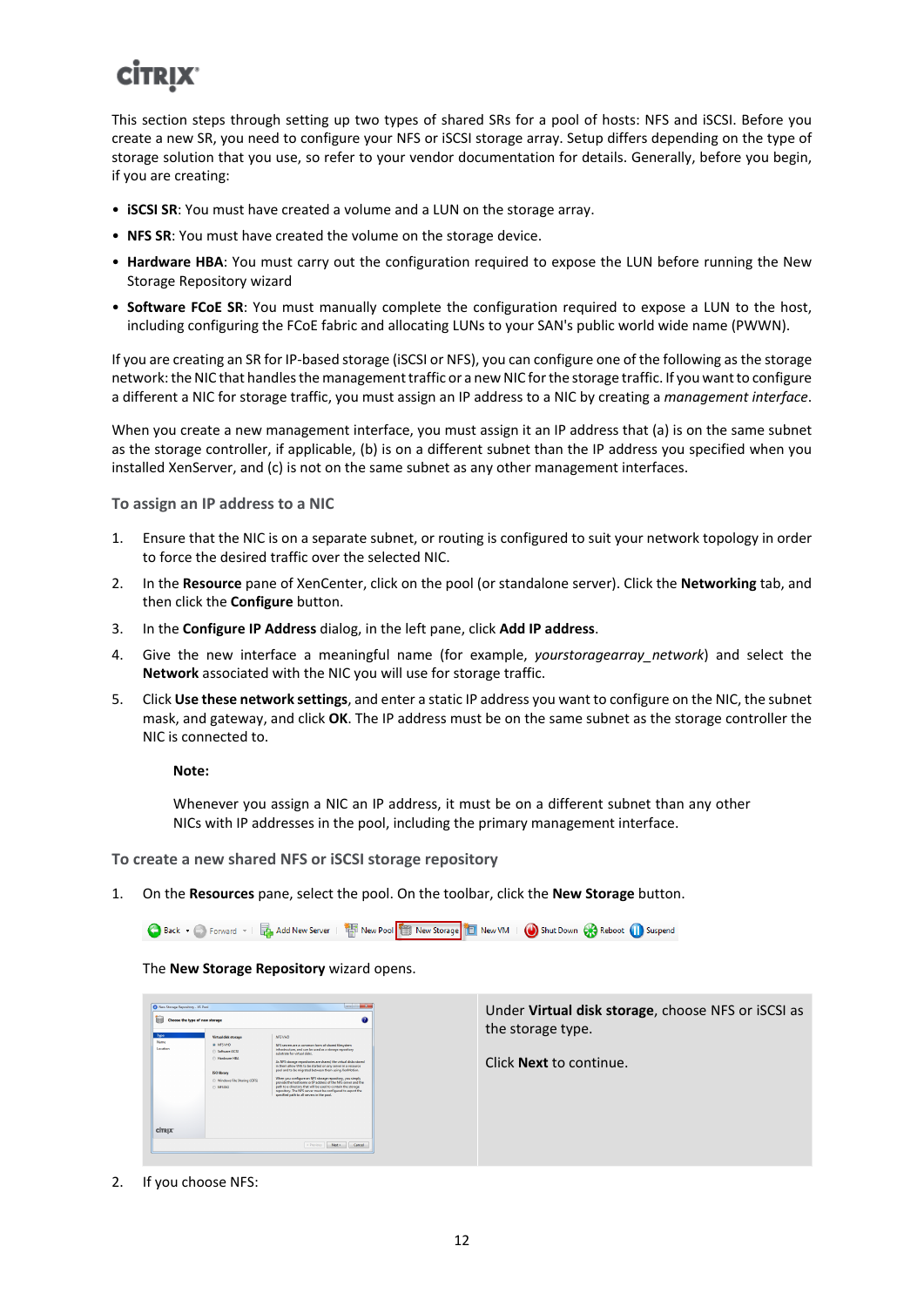This section steps through setting up two types of shared SRs for a pool of hosts: NFS and iSCSI. Before you create a new SR, you need to configure your NFS or iSCSI storage array. Setup differs depending on the type of storage solution that you use, so refer to your vendor documentation for details. Generally, before you begin, if you are creating:

- **iSCSI SR**: You must have created a volume and a LUN on the storage array.
- **NFS SR**: You must have created the volume on the storage device.
- **Hardware HBA**: You must carry out the configuration required to expose the LUN before running the New Storage Repository wizard
- **Software FCoE SR**: You must manually complete the configuration required to expose a LUN to the host, including configuring the FCoE fabric and allocating LUNs to your SAN's public world wide name (PWWN).

If you are creating an SR for IP-based storage (iSCSI or NFS), you can configure one of the following as the storage network: the NIC that handles the management traffic or a new NIC for the storage traffic. If you want to configure a different a NIC for storage traffic, you must assign an IP address to a NIC by creating a *management interface*.

When you create a new management interface, you must assign it an IP address that (a) is on the same subnet as the storage controller, if applicable, (b) is on a different subnet than the IP address you specified when you installed XenServer, and (c) is not on the same subnet as any other management interfaces.

### To assign an IP address to a NIC

1. Ensure that the NIC is on a separate subnet, or routing is configured to suit your network topology in order to force the desired traffic over the selected NIC.
2. In the **Resource** pane of XenCenter, click on the pool (or standalone server). Click the **Networking** tab, and then click the **Configure** button.
3. In the **Configure IP Address** dialog, in the left pane, click **Add IP address**.
4. Give the new interface a meaningful name (for example, *yourstoragearray_network*) and select the **Network** associated with the NIC you will use for storage traffic.
5. Click **Use these network settings**, and enter a static IP address you want to configure on the NIC, the subnet mask, and gateway, and click **OK**. The IP address must be on the same subnet as the storage controller the NIC is connected to.

   **Note:**

   Whenever you assign a NIC an IP address, it must be on a different subnet than any other NICs with IP addresses in the pool, including the primary management interface.

### To create a new shared NFS or iSCSI storage repository

1. On the **Resources** pane, select the pool. On the toolbar, click the **New Storage** button.

   The **New Storage Repository** wizard opens.

   Under **Virtual disk storage**, choose NFS or iSCSI as the storage type.

   Click **Next** to continue.

2. If you choose NFS: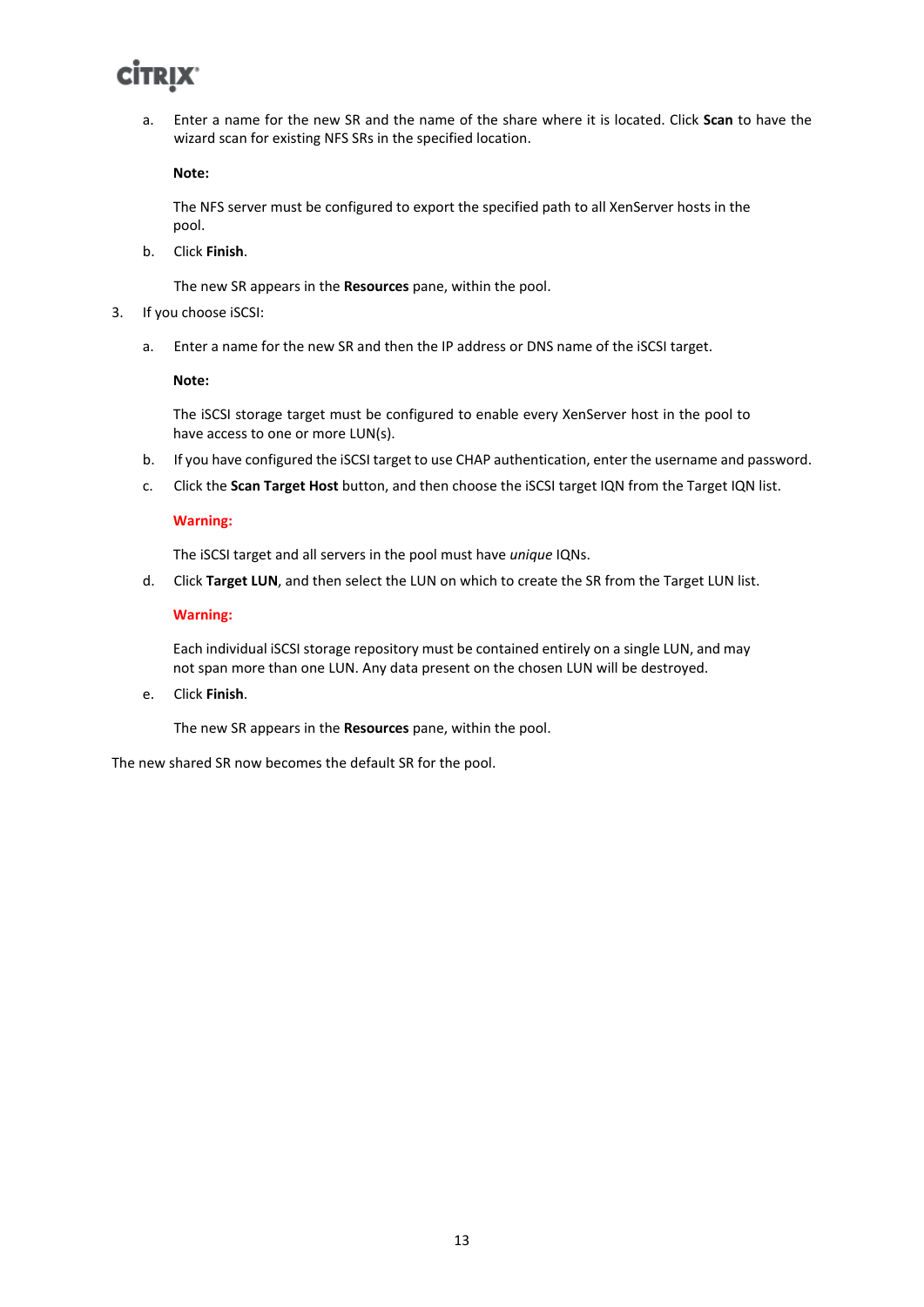a. Enter a name for the new SR and the name of the share where it is located. Click **Scan** to have the wizard scan for existing NFS SRs in the specified location.

   **Note:**

   The NFS server must be configured to export the specified path to all XenServer hosts in the pool.

b. Click **Finish**.

   The new SR appears in the **Resources** pane, within the pool.

3. If you choose iSCSI:

   a. Enter a name for the new SR and then the IP address or DNS name of the iSCSI target.

      **Note:**

      The iSCSI storage target must be configured to enable every XenServer host in the pool to have access to one or more LUN(s).

   b. If you have configured the iSCSI target to use CHAP authentication, enter the username and password.

   c. Click the **Scan Target Host** button, and then choose the iSCSI target IQN from the Target IQN list.

      **Warning:**

      The iSCSI target and all servers in the pool must have *unique* IQNs.

   d. Click **Target LUN**, and then select the LUN on which to create the SR from the Target LUN list.

      **Warning:**

      Each individual iSCSI storage repository must be contained entirely on a single LUN, and may not span more than one LUN. Any data present on the chosen LUN will be destroyed.

   e. Click **Finish**.

      The new SR appears in the **Resources** pane, within the pool.

The new shared SR now becomes the default SR for the pool.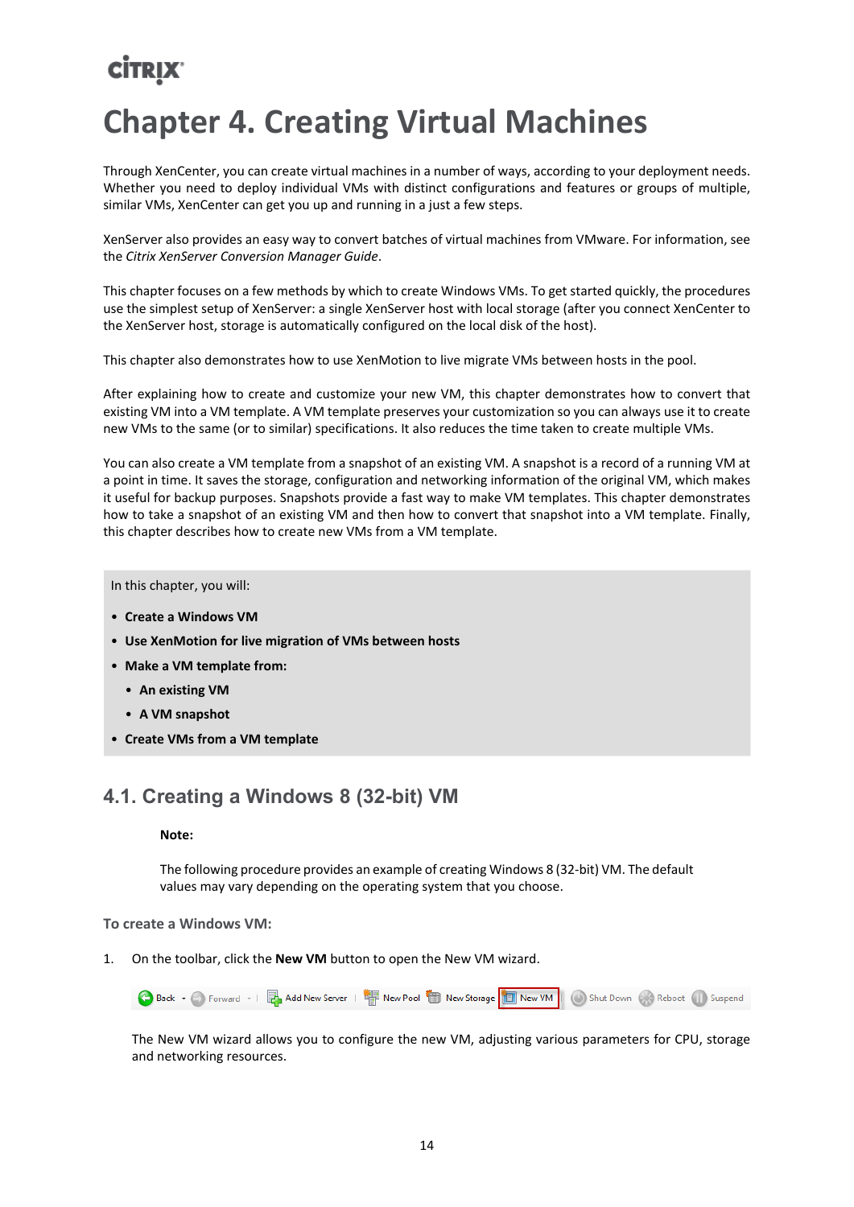# Chapter 4. Creating Virtual Machines

Through XenCenter, you can create virtual machines in a number of ways, according to your deployment needs. Whether you need to deploy individual VMs with distinct configurations and features or groups of multiple, similar VMs, XenCenter can get you up and running in a just a few steps.

XenServer also provides an easy way to convert batches of virtual machines from VMware. For information, see the *Citrix XenServer Conversion Manager Guide*.

This chapter focuses on a few methods by which to create Windows VMs. To get started quickly, the procedures use the simplest setup of XenServer: a single XenServer host with local storage (after you connect XenCenter to the XenServer host, storage is automatically configured on the local disk of the host).

This chapter also demonstrates how to use XenMotion to live migrate VMs between hosts in the pool.

After explaining how to create and customize your new VM, this chapter demonstrates how to convert that existing VM into a VM template. A VM template preserves your customization so you can always use it to create new VMs to the same (or to similar) specifications. It also reduces the time taken to create multiple VMs.

You can also create a VM template from a snapshot of an existing VM. A snapshot is a record of a running VM at a point in time. It saves the storage, configuration and networking information of the original VM, which makes it useful for backup purposes. Snapshots provide a fast way to make VM templates. This chapter demonstrates how to take a snapshot of an existing VM and then how to convert that snapshot into a VM template. Finally, this chapter describes how to create new VMs from a VM template.

In this chapter, you will:

- **Create a Windows VM**
- **Use XenMotion for live migration of VMs between hosts**
- **Make a VM template from:**
  - **An existing VM**
  - **A VM snapshot**
- **Create VMs from a VM template**

## 4.1. Creating a Windows 8 (32-bit) VM

**Note:**

The following procedure provides an example of creating Windows 8 (32-bit) VM. The default values may vary depending on the operating system that you choose.

### To create a Windows VM:

1. On the toolbar, click the **New VM** button to open the New VM wizard.

   Back · Forward · Add New Server | New Pool | New Storage | New VM | Shut Down | Reboot | Suspend

   The New VM wizard allows you to configure the new VM, adjusting various parameters for CPU, storage and networking resources.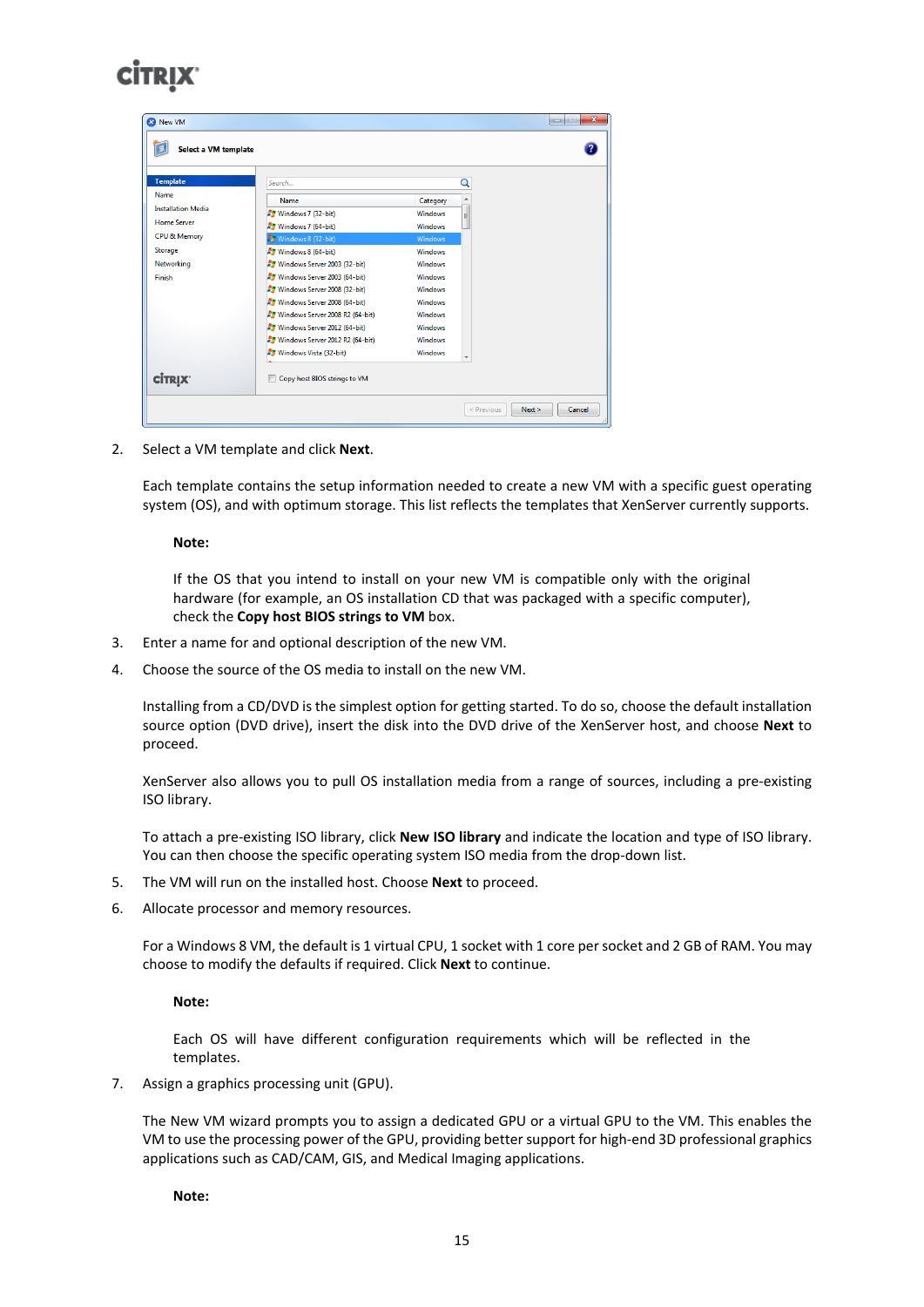2. Select a VM template and click **Next**.

   Each template contains the setup information needed to create a new VM with a specific guest operating system (OS), and with optimum storage. This list reflects the templates that XenServer currently supports.

   **Note:**

   If the OS that you intend to install on your new VM is compatible only with the original hardware (for example, an OS installation CD that was packaged with a specific computer), check the **Copy host BIOS strings to VM** box.

3. Enter a name for and optional description of the new VM.

4. Choose the source of the OS media to install on the new VM.

   Installing from a CD/DVD is the simplest option for getting started. To do so, choose the default installation source option (DVD drive), insert the disk into the DVD drive of the XenServer host, and choose **Next** to proceed.

   XenServer also allows you to pull OS installation media from a range of sources, including a pre-existing ISO library.

   To attach a pre-existing ISO library, click **New ISO library** and indicate the location and type of ISO library. You can then choose the specific operating system ISO media from the drop-down list.

5. The VM will run on the installed host. Choose **Next** to proceed.

6. Allocate processor and memory resources.

   For a Windows 8 VM, the default is 1 virtual CPU, 1 socket with 1 core per socket and 2 GB of RAM. You may choose to modify the defaults if required. Click **Next** to continue.

   **Note:**

   Each OS will have different configuration requirements which will be reflected in the templates.

7. Assign a graphics processing unit (GPU).

   The New VM wizard prompts you to assign a dedicated GPU or a virtual GPU to the VM. This enables the VM to use the processing power of the GPU, providing better support for high-end 3D professional graphics applications such as CAD/CAM, GIS, and Medical Imaging applications.

   **Note:**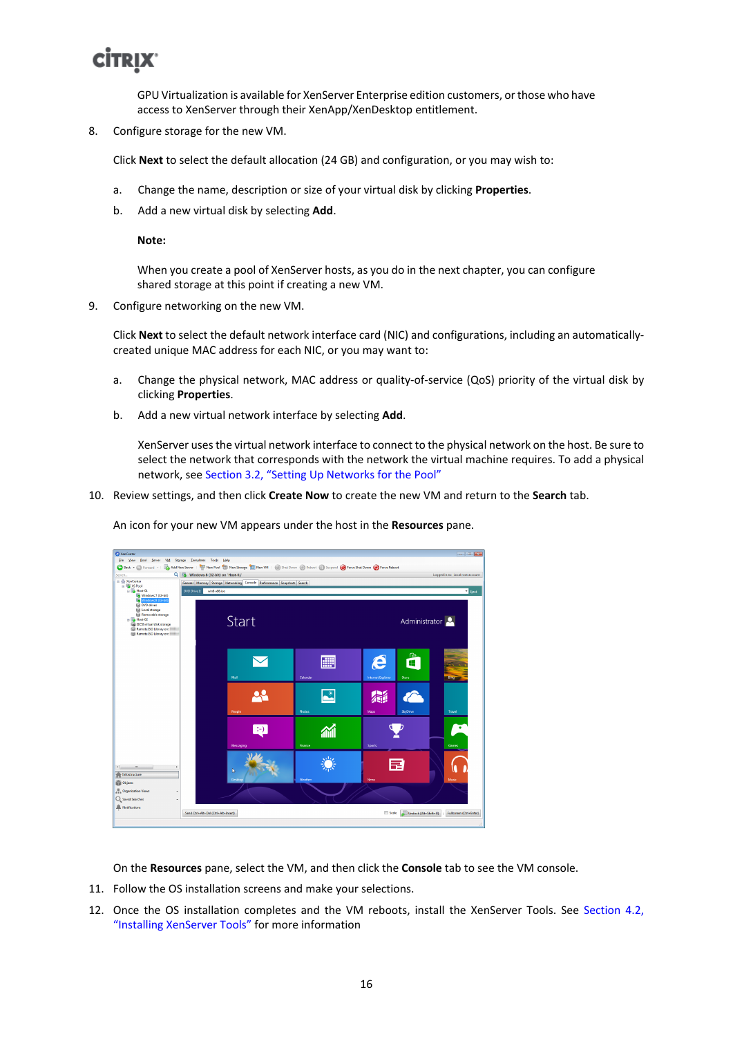GPU Virtualization is available for XenServer Enterprise edition customers, or those who have access to XenServer through their XenApp/XenDesktop entitlement.

8. Configure storage for the new VM.

   Click **Next** to select the default allocation (24 GB) and configuration, or you may wish to:

   a. Change the name, description or size of your virtual disk by clicking **Properties**.

   b. Add a new virtual disk by selecting **Add**.

      **Note:**

      When you create a pool of XenServer hosts, as you do in the next chapter, you can configure shared storage at this point if creating a new VM.

9. Configure networking on the new VM.

   Click **Next** to select the default network interface card (NIC) and configurations, including an automatically-created unique MAC address for each NIC, or you may want to:

   a. Change the physical network, MAC address or quality-of-service (QoS) priority of the virtual disk by clicking **Properties**.

   b. Add a new virtual network interface by selecting **Add**.

      XenServer uses the virtual network interface to connect to the physical network on the host. Be sure to select the network that corresponds with the network the virtual machine requires. To add a physical network, see Section 3.2, "Setting Up Networks for the Pool"

10. Review settings, and then click **Create Now** to create the new VM and return to the **Search** tab.

    An icon for your new VM appears under the host in the **Resources** pane.

    On the **Resources** pane, select the VM, and then click the **Console** tab to see the VM console.

11. Follow the OS installation screens and make your selections.

12. Once the OS installation completes and the VM reboots, install the XenServer Tools. See Section 4.2, "Installing XenServer Tools" for more information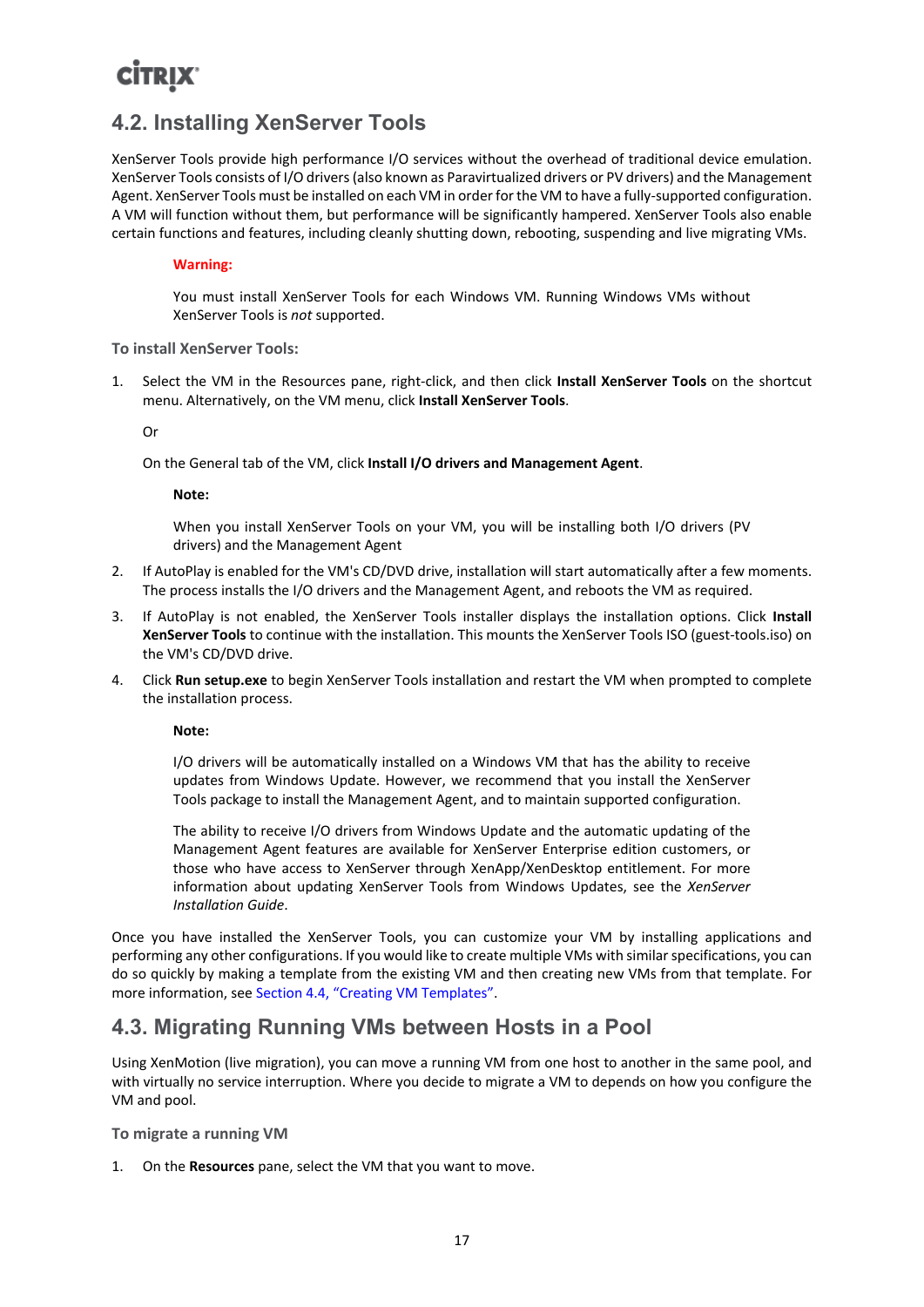## 4.2. Installing XenServer Tools

XenServer Tools provide high performance I/O services without the overhead of traditional device emulation. XenServer Tools consists of I/O drivers (also known as Paravirtualized drivers or PV drivers) and the Management Agent. XenServer Tools must be installed on each VM in order for the VM to have a fully-supported configuration. A VM will function without them, but performance will be significantly hampered. XenServer Tools also enable certain functions and features, including cleanly shutting down, rebooting, suspending and live migrating VMs.

> **Warning:**
>
> You must install XenServer Tools for each Windows VM. Running Windows VMs without XenServer Tools is *not* supported.

#### To install XenServer Tools:

1. Select the VM in the Resources pane, right-click, and then click **Install XenServer Tools** on the shortcut menu. Alternatively, on the VM menu, click **Install XenServer Tools**.

   Or

   On the General tab of the VM, click **Install I/O drivers and Management Agent**.

   > **Note:**
   >
   > When you install XenServer Tools on your VM, you will be installing both I/O drivers (PV drivers) and the Management Agent

2. If AutoPlay is enabled for the VM's CD/DVD drive, installation will start automatically after a few moments. The process installs the I/O drivers and the Management Agent, and reboots the VM as required.

3. If AutoPlay is not enabled, the XenServer Tools installer displays the installation options. Click **Install XenServer Tools** to continue with the installation. This mounts the XenServer Tools ISO (guest-tools.iso) on the VM's CD/DVD drive.

4. Click **Run setup.exe** to begin XenServer Tools installation and restart the VM when prompted to complete the installation process.

   > **Note:**
   >
   > I/O drivers will be automatically installed on a Windows VM that has the ability to receive updates from Windows Update. However, we recommend that you install the XenServer Tools package to install the Management Agent, and to maintain supported configuration.
   >
   > The ability to receive I/O drivers from Windows Update and the automatic updating of the Management Agent features are available for XenServer Enterprise edition customers, or those who have access to XenServer through XenApp/XenDesktop entitlement. For more information about updating XenServer Tools from Windows Updates, see the *XenServer Installation Guide*.

Once you have installed the XenServer Tools, you can customize your VM by installing applications and performing any other configurations. If you would like to create multiple VMs with similar specifications, you can do so quickly by making a template from the existing VM and then creating new VMs from that template. For more information, see Section 4.4, "Creating VM Templates".

## 4.3. Migrating Running VMs between Hosts in a Pool

Using XenMotion (live migration), you can move a running VM from one host to another in the same pool, and with virtually no service interruption. Where you decide to migrate a VM to depends on how you configure the VM and pool.

#### To migrate a running VM

1. On the **Resources** pane, select the VM that you want to move.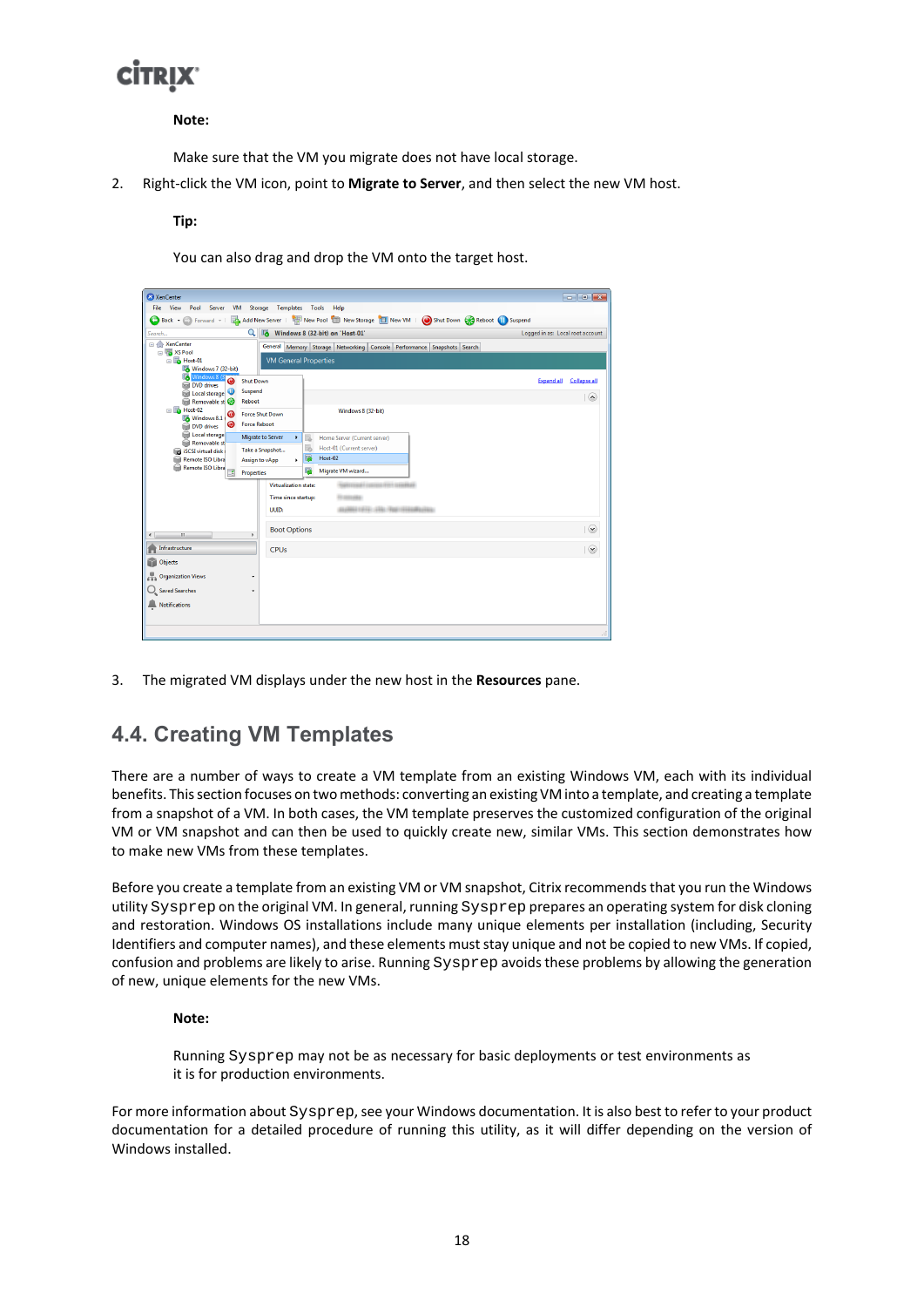**Note:**

Make sure that the VM you migrate does not have local storage.

2. Right-click the VM icon, point to **Migrate to Server**, and then select the new VM host.

   **Tip:**

   You can also drag and drop the VM onto the target host.

3. The migrated VM displays under the new host in the **Resources** pane.

## 4.4. Creating VM Templates

There are a number of ways to create a VM template from an existing Windows VM, each with its individual benefits. This section focuses on two methods: converting an existing VM into a template, and creating a template from a snapshot of a VM. In both cases, the VM template preserves the customized configuration of the original VM or VM snapshot and can then be used to quickly create new, similar VMs. This section demonstrates how to make new VMs from these templates.

Before you create a template from an existing VM or VM snapshot, Citrix recommends that you run the Windows utility `Sysprep` on the original VM. In general, running `Sysprep` prepares an operating system for disk cloning and restoration. Windows OS installations include many unique elements per installation (including, Security Identifiers and computer names), and these elements must stay unique and not be copied to new VMs. If copied, confusion and problems are likely to arise. Running `Sysprep` avoids these problems by allowing the generation of new, unique elements for the new VMs.

**Note:**

Running `Sysprep` may not be as necessary for basic deployments or test environments as it is for production environments.

For more information about `Sysprep`, see your Windows documentation. It is also best to refer to your product documentation for a detailed procedure of running this utility, as it will differ depending on the version of Windows installed.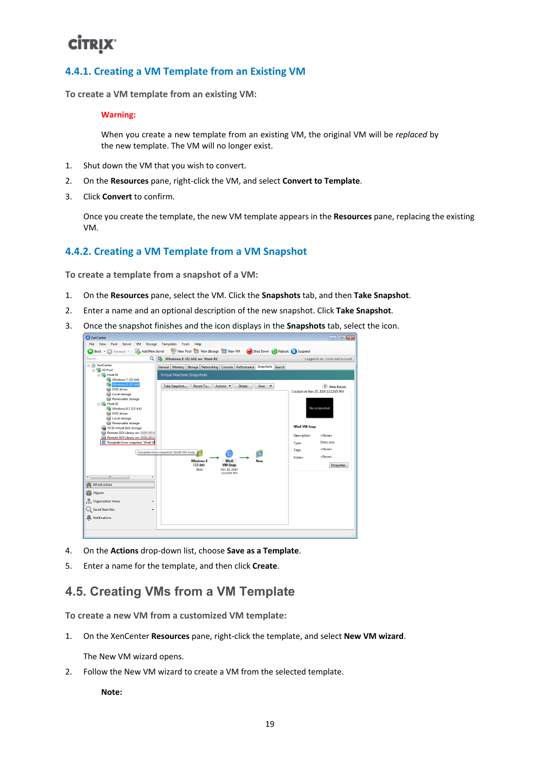### 4.4.1. Creating a VM Template from an Existing VM

**To create a VM template from an existing VM:**

> **Warning:**
>
> When you create a new template from an existing VM, the original VM will be *replaced* by the new template. The VM will no longer exist.

1. Shut down the VM that you wish to convert.
2. On the **Resources** pane, right-click the VM, and select **Convert to Template**.
3. Click **Convert** to confirm.

   Once you create the template, the new VM template appears in the **Resources** pane, replacing the existing VM.

### 4.4.2. Creating a VM Template from a VM Snapshot

**To create a template from a snapshot of a VM:**

1. On the **Resources** pane, select the VM. Click the **Snapshots** tab, and then **Take Snapshot**.
2. Enter a name and an optional description of the new snapshot. Click **Take Snapshot**.
3. Once the snapshot finishes and the icon displays in the **Snapshots** tab, select the icon.
4. On the **Actions** drop-down list, choose **Save as a Template**.
5. Enter a name for the template, and then click **Create**.

## 4.5. Creating VMs from a VM Template

**To create a new VM from a customized VM template:**

1. On the XenCenter **Resources** pane, right-click the template, and select **New VM wizard**.

   The New VM wizard opens.
2. Follow the New VM wizard to create a VM from the selected template.

   **Note:**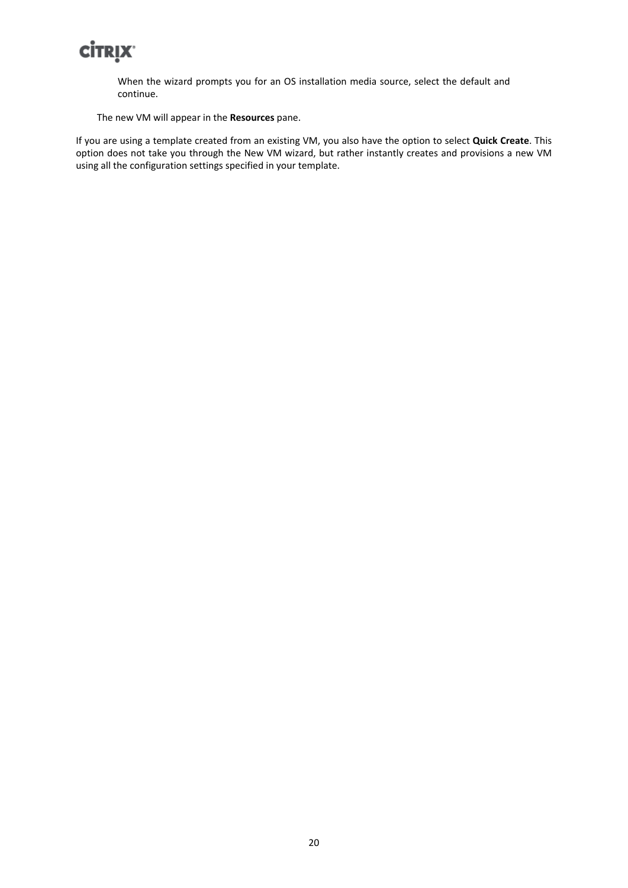When the wizard prompts you for an OS installation media source, select the default and continue.

The new VM will appear in the **Resources** pane.

If you are using a template created from an existing VM, you also have the option to select **Quick Create**. This option does not take you through the New VM wizard, but rather instantly creates and provisions a new VM using all the configuration settings specified in your template.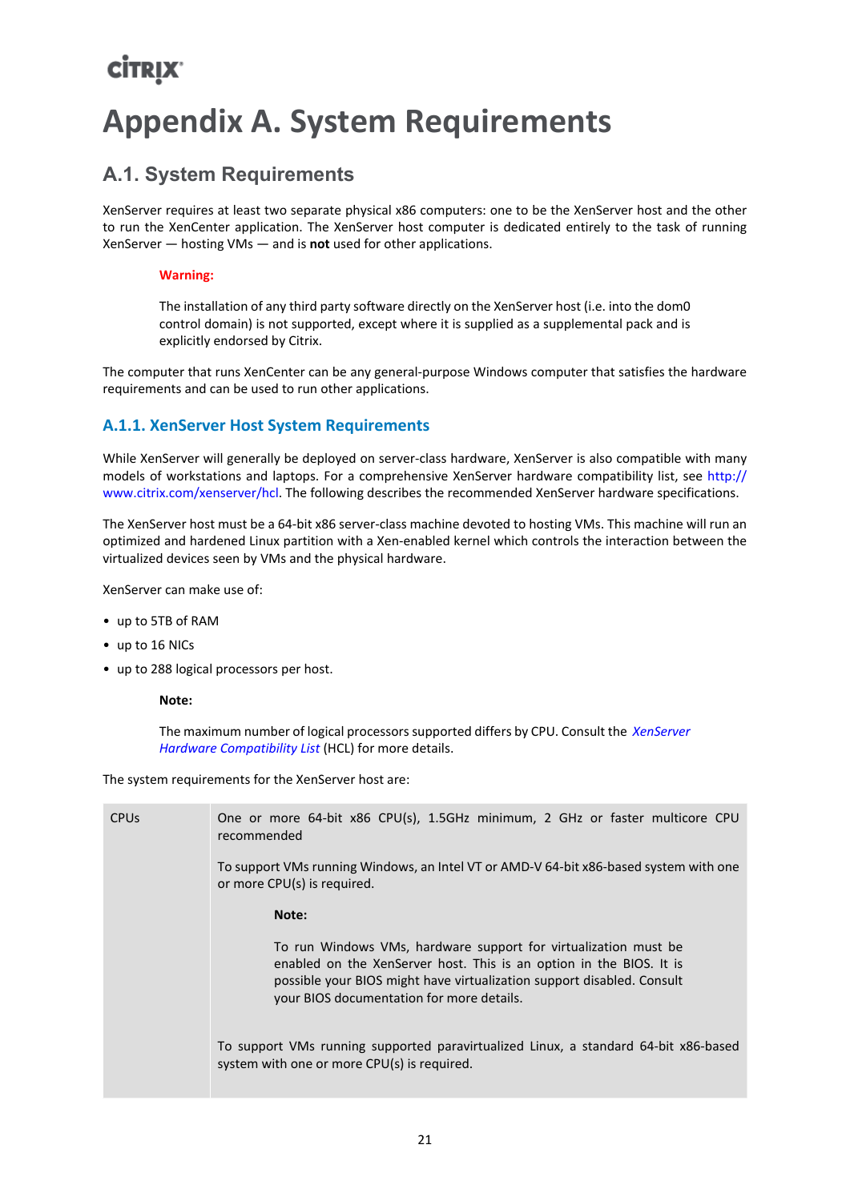# Appendix A. System Requirements

## A.1. System Requirements

XenServer requires at least two separate physical x86 computers: one to be the XenServer host and the other to run the XenCenter application. The XenServer host computer is dedicated entirely to the task of running XenServer — hosting VMs — and is **not** used for other applications.

> **Warning:**
>
> The installation of any third party software directly on the XenServer host (i.e. into the dom0 control domain) is not supported, except where it is supplied as a supplemental pack and is explicitly endorsed by Citrix.

The computer that runs XenCenter can be any general-purpose Windows computer that satisfies the hardware requirements and can be used to run other applications.

### A.1.1. XenServer Host System Requirements

While XenServer will generally be deployed on server-class hardware, XenServer is also compatible with many models of workstations and laptops. For a comprehensive XenServer hardware compatibility list, see http://www.citrix.com/xenserver/hcl. The following describes the recommended XenServer hardware specifications.

The XenServer host must be a 64-bit x86 server-class machine devoted to hosting VMs. This machine will run an optimized and hardened Linux partition with a Xen-enabled kernel which controls the interaction between the virtualized devices seen by VMs and the physical hardware.

XenServer can make use of:

- up to 5TB of RAM
- up to 16 NICs
- up to 288 logical processors per host.

> **Note:**
>
> The maximum number of logical processors supported differs by CPU. Consult the *XenServer Hardware Compatibility List* (HCL) for more details.

The system requirements for the XenServer host are:

| | |
|---|---|
| CPUs | One or more 64-bit x86 CPU(s), 1.5GHz minimum, 2 GHz or faster multicore CPU recommended<br><br>To support VMs running Windows, an Intel VT or AMD-V 64-bit x86-based system with one or more CPU(s) is required.<br><br>**Note:**<br><br>To run Windows VMs, hardware support for virtualization must be enabled on the XenServer host. This is an option in the BIOS. It is possible your BIOS might have virtualization support disabled. Consult your BIOS documentation for more details.<br><br>To support VMs running supported paravirtualized Linux, a standard 64-bit x86-based system with one or more CPU(s) is required. |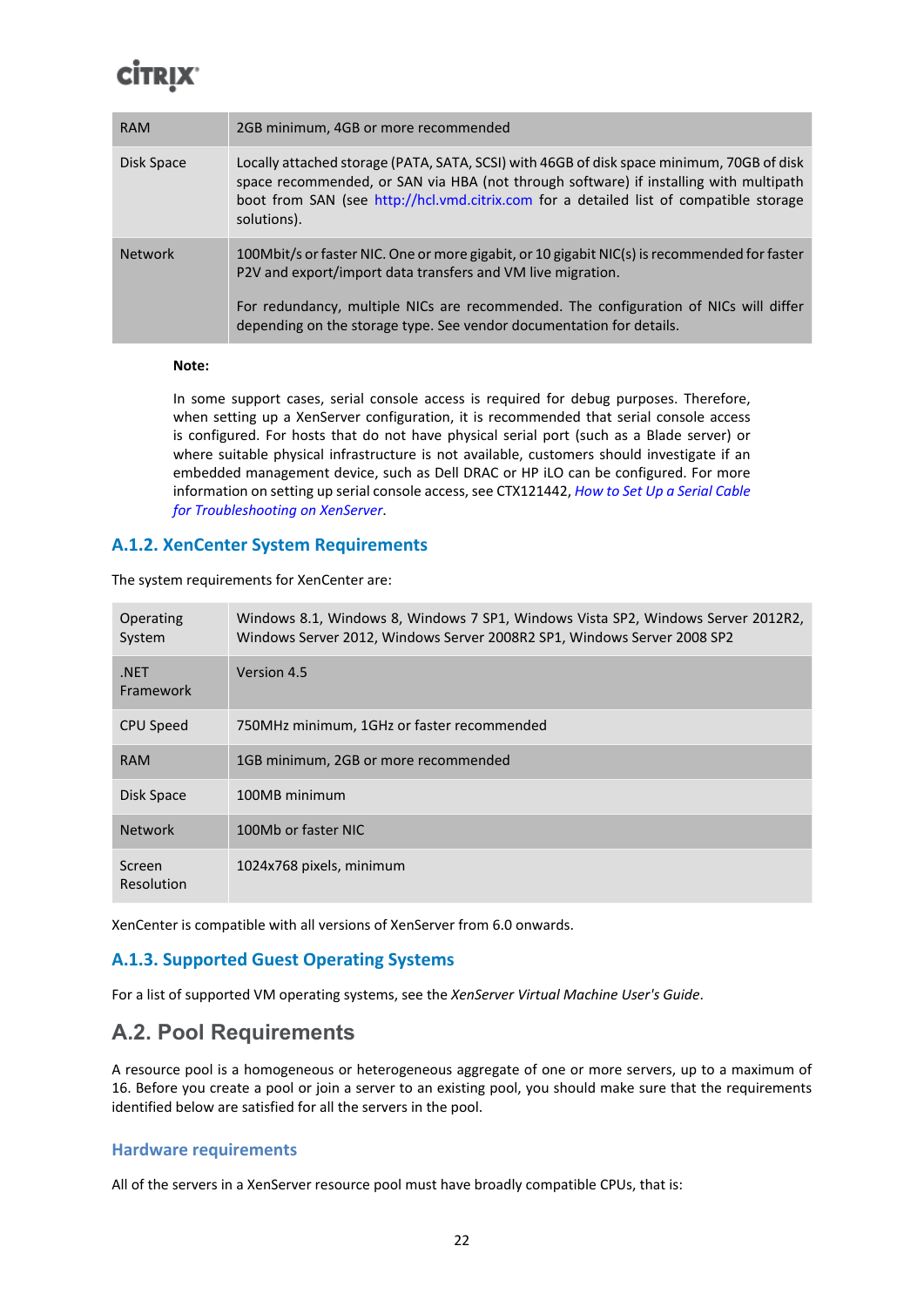| RAM | 2GB minimum, 4GB or more recommended |
|---|---|
| Disk Space | Locally attached storage (PATA, SATA, SCSI) with 46GB of disk space minimum, 70GB of disk space recommended, or SAN via HBA (not through software) if installing with multipath boot from SAN (see http://hcl.vmd.citrix.com for a detailed list of compatible storage solutions). |
| Network | 100Mbit/s or faster NIC. One or more gigabit, or 10 gigabit NIC(s) is recommended for faster P2V and export/import data transfers and VM live migration.<br><br>For redundancy, multiple NICs are recommended. The configuration of NICs will differ depending on the storage type. See vendor documentation for details. |

**Note:**

In some support cases, serial console access is required for debug purposes. Therefore, when setting up a XenServer configuration, it is recommended that serial console access is configured. For hosts that do not have physical serial port (such as a Blade server) or where suitable physical infrastructure is not available, customers should investigate if an embedded management device, such as Dell DRAC or HP iLO can be configured. For more information on setting up serial console access, see CTX121442, *How to Set Up a Serial Cable for Troubleshooting on XenServer*.

### A.1.2. XenCenter System Requirements

The system requirements for XenCenter are:

| Operating System | Windows 8.1, Windows 8, Windows 7 SP1, Windows Vista SP2, Windows Server 2012R2, Windows Server 2012, Windows Server 2008R2 SP1, Windows Server 2008 SP2 |
|---|---|
| .NET Framework | Version 4.5 |
| CPU Speed | 750MHz minimum, 1GHz or faster recommended |
| RAM | 1GB minimum, 2GB or more recommended |
| Disk Space | 100MB minimum |
| Network | 100Mb or faster NIC |
| Screen Resolution | 1024x768 pixels, minimum |

XenCenter is compatible with all versions of XenServer from 6.0 onwards.

### A.1.3. Supported Guest Operating Systems

For a list of supported VM operating systems, see the *XenServer Virtual Machine User's Guide*.

## A.2. Pool Requirements

A resource pool is a homogeneous or heterogeneous aggregate of one or more servers, up to a maximum of 16. Before you create a pool or join a server to an existing pool, you should make sure that the requirements identified below are satisfied for all the servers in the pool.

#### Hardware requirements

All of the servers in a XenServer resource pool must have broadly compatible CPUs, that is: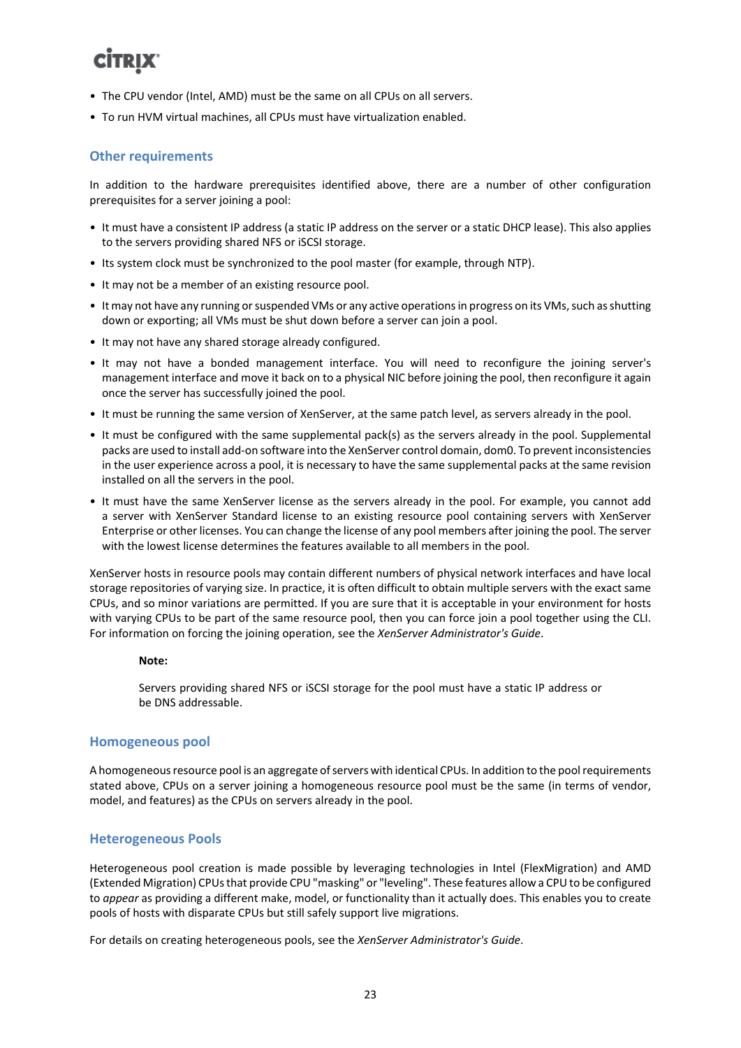- The CPU vendor (Intel, AMD) must be the same on all CPUs on all servers.
- To run HVM virtual machines, all CPUs must have virtualization enabled.

## Other requirements

In addition to the hardware prerequisites identified above, there are a number of other configuration prerequisites for a server joining a pool:

- It must have a consistent IP address (a static IP address on the server or a static DHCP lease). This also applies to the servers providing shared NFS or iSCSI storage.
- Its system clock must be synchronized to the pool master (for example, through NTP).
- It may not be a member of an existing resource pool.
- It may not have any running or suspended VMs or any active operations in progress on its VMs, such as shutting down or exporting; all VMs must be shut down before a server can join a pool.
- It may not have any shared storage already configured.
- It may not have a bonded management interface. You will need to reconfigure the joining server's management interface and move it back on to a physical NIC before joining the pool, then reconfigure it again once the server has successfully joined the pool.
- It must be running the same version of XenServer, at the same patch level, as servers already in the pool.
- It must be configured with the same supplemental pack(s) as the servers already in the pool. Supplemental packs are used to install add-on software into the XenServer control domain, dom0. To prevent inconsistencies in the user experience across a pool, it is necessary to have the same supplemental packs at the same revision installed on all the servers in the pool.
- It must have the same XenServer license as the servers already in the pool. For example, you cannot add a server with XenServer Standard license to an existing resource pool containing servers with XenServer Enterprise or other licenses. You can change the license of any pool members after joining the pool. The server with the lowest license determines the features available to all members in the pool.

XenServer hosts in resource pools may contain different numbers of physical network interfaces and have local storage repositories of varying size. In practice, it is often difficult to obtain multiple servers with the exact same CPUs, and so minor variations are permitted. If you are sure that it is acceptable in your environment for hosts with varying CPUs to be part of the same resource pool, then you can force join a pool together using the CLI. For information on forcing the joining operation, see the *XenServer Administrator's Guide*.

> **Note:**
>
> Servers providing shared NFS or iSCSI storage for the pool must have a static IP address or be DNS addressable.

## Homogeneous pool

A homogeneous resource pool is an aggregate of servers with identical CPUs. In addition to the pool requirements stated above, CPUs on a server joining a homogeneous resource pool must be the same (in terms of vendor, model, and features) as the CPUs on servers already in the pool.

## Heterogeneous Pools

Heterogeneous pool creation is made possible by leveraging technologies in Intel (FlexMigration) and AMD (Extended Migration) CPUs that provide CPU "masking" or "leveling". These features allow a CPU to be configured to *appear* as providing a different make, model, or functionality than it actually does. This enables you to create pools of hosts with disparate CPUs but still safely support live migrations.

For details on creating heterogeneous pools, see the *XenServer Administrator's Guide*.